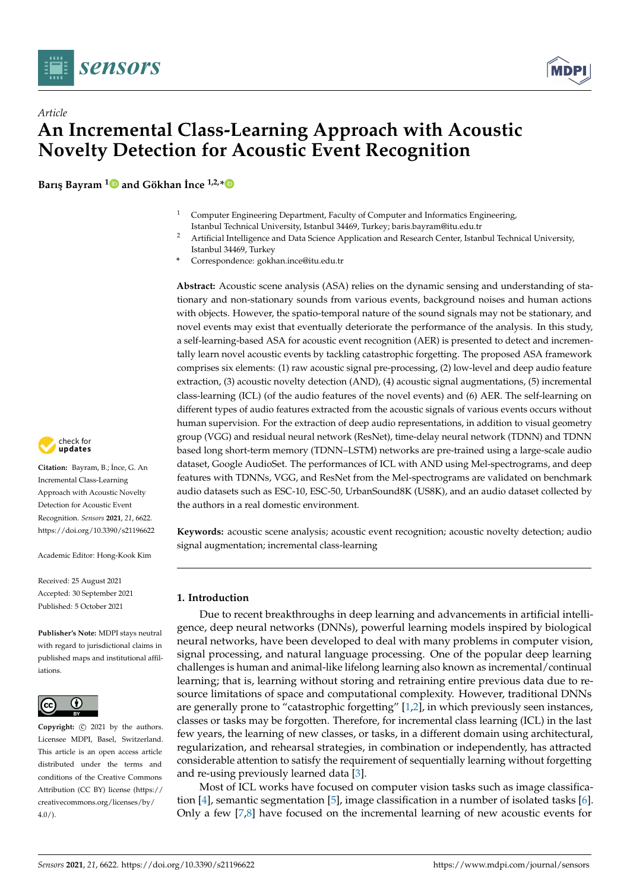*Article*

# An Incremental Class-Learning Approach with Acoustic Novelty Detection for Acoustic Event Recognition

**Barış Bayram [1] and Gökhan İnce [1,2,*]**

[1] Computer Engineering Department, Faculty of Computer and Informatics Engineering, Istanbul Technical University, Istanbul 34469, Turkey; baris.bayram@itu.edu.tr

[2] Artificial Intelligence and Data Science Application and Research Center, Istanbul Technical University, Istanbul 34469, Turkey

\* Correspondence: gokhan.ince@itu.edu.tr

**Abstract:** Acoustic scene analysis (ASA) relies on the dynamic sensing and understanding of stationary and non-stationary sounds from various events, background noises and human actions with objects. However, the spatio-temporal nature of the sound signals may not be stationary, and novel events may exist that eventually deteriorate the performance of the analysis. In this study, a self-learning-based ASA for acoustic event recognition (AER) is presented to detect and incrementally learn novel acoustic events by tackling catastrophic forgetting. The proposed ASA framework comprises six elements: (1) raw acoustic signal pre-processing, (2) low-level and deep audio feature extraction, (3) acoustic novelty detection (AND), (4) acoustic signal augmentations, (5) incremental class-learning (ICL) (of the audio features of the novel events) and (6) AER. The self-learning on different types of audio features extracted from the acoustic signals of various events occurs without human supervision. For the extraction of deep audio representations, in addition to visual geometry group (VGG) and residual neural network (ResNet), time-delay neural network (TDNN) and TDNN based long short-term memory (TDNN–LSTM) networks are pre-trained using a large-scale audio dataset, Google AudioSet. The performances of ICL with AND using Mel-spectrograms, and deep features with TDNNs, VGG, and ResNet from the Mel-spectrograms are validated on benchmark audio datasets such as ESC-10, ESC-50, UrbanSound8K (US8K), and an audio dataset collected by the authors in a real domestic environment.

**Keywords:** acoustic scene analysis; acoustic event recognition; acoustic novelty detection; audio signal augmentation; incremental class-learning

**Citation:** Bayram, B.; İnce, G. An Incremental Class-Learning Approach with Acoustic Novelty Detection for Acoustic Event Recognition. *Sensors* **2021**, *21*, 6622. https://doi.org/10.3390/s21196622

Academic Editor: Hong-Kook Kim

Received: 25 August 2021
Accepted: 30 September 2021
Published: 5 October 2021

**Publisher's Note:** MDPI stays neutral with regard to jurisdictional claims in published maps and institutional affiliations.

**Copyright:** © 2021 by the authors. Licensee MDPI, Basel, Switzerland. This article is an open access article distributed under the terms and conditions of the Creative Commons Attribution (CC BY) license (https://creativecommons.org/licenses/by/4.0/).

## 1. Introduction

Due to recent breakthroughs in deep learning and advancements in artificial intelligence, deep neural networks (DNNs), powerful learning models inspired by biological neural networks, have been developed to deal with many problems in computer vision, signal processing, and natural language processing. One of the popular deep learning challenges is human and animal-like lifelong learning also known as incremental/continual learning; that is, learning without storing and retraining entire previous data due to resource limitations of space and computational complexity. However, traditional DNNs are generally prone to "catastrophic forgetting" [1,2], in which previously seen instances, classes or tasks may be forgotten. Therefore, for incremental class learning (ICL) in the last few years, the learning of new classes, or tasks, in a different domain using architectural, regularization, and rehearsal strategies, in combination or independently, has attracted considerable attention to satisfy the requirement of sequentially learning without forgetting and re-using previously learned data [3].

Most of ICL works have focused on computer vision tasks such as image classification [4], semantic segmentation [5], image classification in a number of isolated tasks [6]. Only a few [7,8] have focused on the incremental learning of new acoustic events for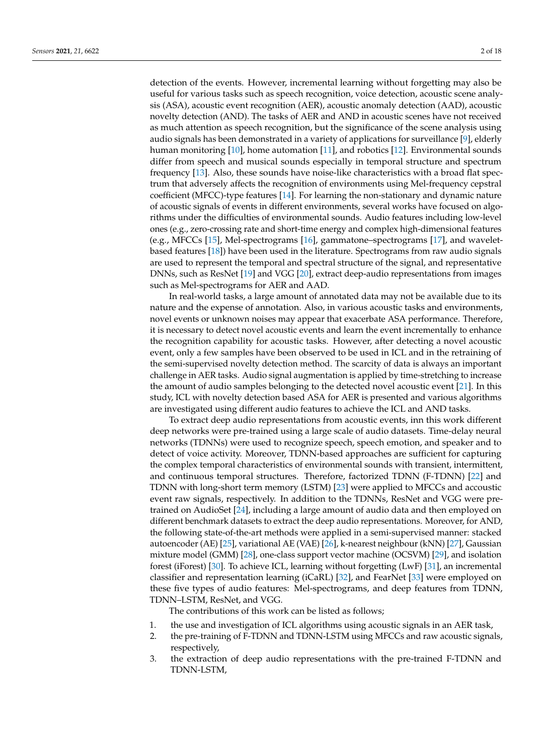detection of the events. However, incremental learning without forgetting may also be useful for various tasks such as speech recognition, voice detection, acoustic scene analysis (ASA), acoustic event recognition (AER), acoustic anomaly detection (AAD), acoustic novelty detection (AND). The tasks of AER and AND in acoustic scenes have not received as much attention as speech recognition, but the significance of the scene analysis using audio signals has been demonstrated in a variety of applications for surveillance [9], elderly human monitoring [10], home automation [11], and robotics [12]. Environmental sounds differ from speech and musical sounds especially in temporal structure and spectrum frequency [13]. Also, these sounds have noise-like characteristics with a broad flat spectrum that adversely affects the recognition of environments using Mel-frequency cepstral coefficient (MFCC)-type features [14]. For learning the non-stationary and dynamic nature of acoustic signals of events in different environments, several works have focused on algorithms under the difficulties of environmental sounds. Audio features including low-level ones (e.g., zero-crossing rate and short-time energy and complex high-dimensional features (e.g., MFCCs [15], Mel-spectrograms [16], gammatone–spectrograms [17], and wavelet-based features [18]) have been used in the literature. Spectrograms from raw audio signals are used to represent the temporal and spectral structure of the signal, and representative DNNs, such as ResNet [19] and VGG [20], extract deep-audio representations from images such as Mel-spectrograms for AER and AAD.

In real-world tasks, a large amount of annotated data may not be available due to its nature and the expense of annotation. Also, in various acoustic tasks and environments, novel events or unknown noises may appear that exacerbate ASA performance. Therefore, it is necessary to detect novel acoustic events and learn the event incrementally to enhance the recognition capability for acoustic tasks. However, after detecting a novel acoustic event, only a few samples have been observed to be used in ICL and in the retraining of the semi-supervised novelty detection method. The scarcity of data is always an important challenge in AER tasks. Audio signal augmentation is applied by time-stretching to increase the amount of audio samples belonging to the detected novel acoustic event [21]. In this study, ICL with novelty detection based ASA for AER is presented and various algorithms are investigated using different audio features to achieve the ICL and AND tasks.

To extract deep audio representations from acoustic events, inn this work different deep networks were pre-trained using a large scale of audio datasets. Time-delay neural networks (TDNNs) were used to recognize speech, speech emotion, and speaker and to detect of voice activity. Moreover, TDNN-based approaches are sufficient for capturing the complex temporal characteristics of environmental sounds with transient, intermittent, and continuous temporal structures. Therefore, factorized TDNN (F-TDNN) [22] and TDNN with long-short term memory (LSTM) [23] were applied to MFCCs and accoustic event raw signals, respectively. In addition to the TDNNs, ResNet and VGG were pre-trained on AudioSet [24], including a large amount of audio data and then employed on different benchmark datasets to extract the deep audio representations. Moreover, for AND, the following state-of-the-art methods were applied in a semi-supervised manner: stacked autoencoder (AE) [25], variational AE (VAE) [26], k-nearest neighbour (kNN) [27], Gaussian mixture model (GMM) [28], one-class support vector machine (OCSVM) [29], and isolation forest (iForest) [30]. To achieve ICL, learning without forgetting (LwF) [31], an incremental classifier and representation learning (iCaRL) [32], and FearNet [33] were employed on these five types of audio features: Mel-spectrograms, and deep features from TDNN, TDNN–LSTM, ResNet, and VGG.

The contributions of this work can be listed as follows;

1. the use and investigation of ICL algorithms using acoustic signals in an AER task,
2. the pre-training of F-TDNN and TDNN-LSTM using MFCCs and raw acoustic signals, respectively,
3. the extraction of deep audio representations with the pre-trained F-TDNN and TDNN-LSTM,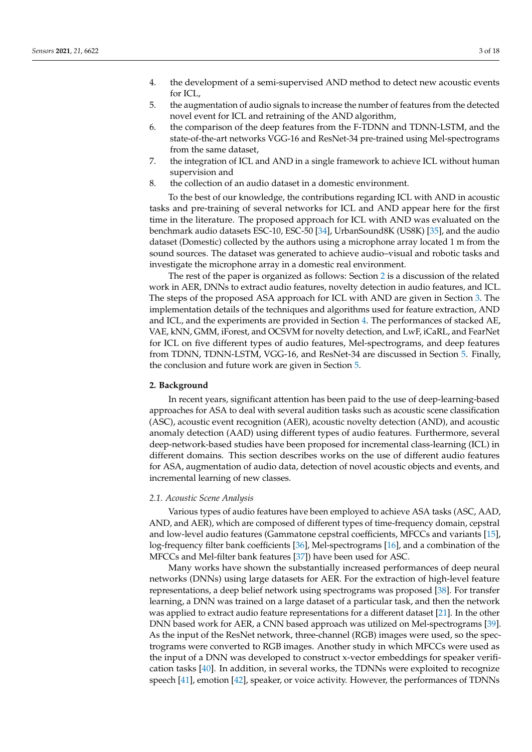4. the development of a semi-supervised AND method to detect new acoustic events for ICL,
5. the augmentation of audio signals to increase the number of features from the detected novel event for ICL and retraining of the AND algorithm,
6. the comparison of the deep features from the F-TDNN and TDNN-LSTM, and the state-of-the-art networks VGG-16 and ResNet-34 pre-trained using Mel-spectrograms from the same dataset,
7. the integration of ICL and AND in a single framework to achieve ICL without human supervision and
8. the collection of an audio dataset in a domestic environment.

To the best of our knowledge, the contributions regarding ICL with AND in acoustic tasks and pre-training of several networks for ICL and AND appear here for the first time in the literature. The proposed approach for ICL with AND was evaluated on the benchmark audio datasets ESC-10, ESC-50 [34], UrbanSound8K (US8K) [35], and the audio dataset (Domestic) collected by the authors using a microphone array located 1 m from the sound sources. The dataset was generated to achieve audio–visual and robotic tasks and investigate the microphone array in a domestic real environment.

The rest of the paper is organized as follows: Section 2 is a discussion of the related work in AER, DNNs to extract audio features, novelty detection in audio features, and ICL. The steps of the proposed ASA approach for ICL with AND are given in Section 3. The implementation details of the techniques and algorithms used for feature extraction, AND and ICL, and the experiments are provided in Section 4. The performances of stacked AE, VAE, kNN, GMM, iForest, and OCSVM for novelty detection, and LwF, iCaRL, and FearNet for ICL on five different types of audio features, Mel-spectrograms, and deep features from TDNN, TDNN-LSTM, VGG-16, and ResNet-34 are discussed in Section 5. Finally, the conclusion and future work are given in Section 5.

## 2. Background

In recent years, significant attention has been paid to the use of deep-learning-based approaches for ASA to deal with several audition tasks such as acoustic scene classification (ASC), acoustic event recognition (AER), acoustic novelty detection (AND), and acoustic anomaly detection (AAD) using different types of audio features. Furthermore, several deep-network-based studies have been proposed for incremental class-learning (ICL) in different domains. This section describes works on the use of different audio features for ASA, augmentation of audio data, detection of novel acoustic objects and events, and incremental learning of new classes.

### *2.1. Acoustic Scene Analysis*

Various types of audio features have been employed to achieve ASA tasks (ASC, AAD, AND, and AER), which are composed of different types of time-frequency domain, cepstral and low-level audio features (Gammatone cepstral coefficients, MFCCs and variants [15], log-frequency filter bank coefficients [36], Mel-spectrograms [16], and a combination of the MFCCs and Mel-filter bank features [37]) have been used for ASC.

Many works have shown the substantially increased performances of deep neural networks (DNNs) using large datasets for AER. For the extraction of high-level feature representations, a deep belief network using spectrograms was proposed [38]. For transfer learning, a DNN was trained on a large dataset of a particular task, and then the network was applied to extract audio feature representations for a different dataset [21]. In the other DNN based work for AER, a CNN based approach was utilized on Mel-spectrograms [39]. As the input of the ResNet network, three-channel (RGB) images were used, so the spectrograms were converted to RGB images. Another study in which MFCCs were used as the input of a DNN was developed to construct x-vector embeddings for speaker verification tasks [40]. In addition, in several works, the TDNNs were exploited to recognize speech [41], emotion [42], speaker, or voice activity. However, the performances of TDNNs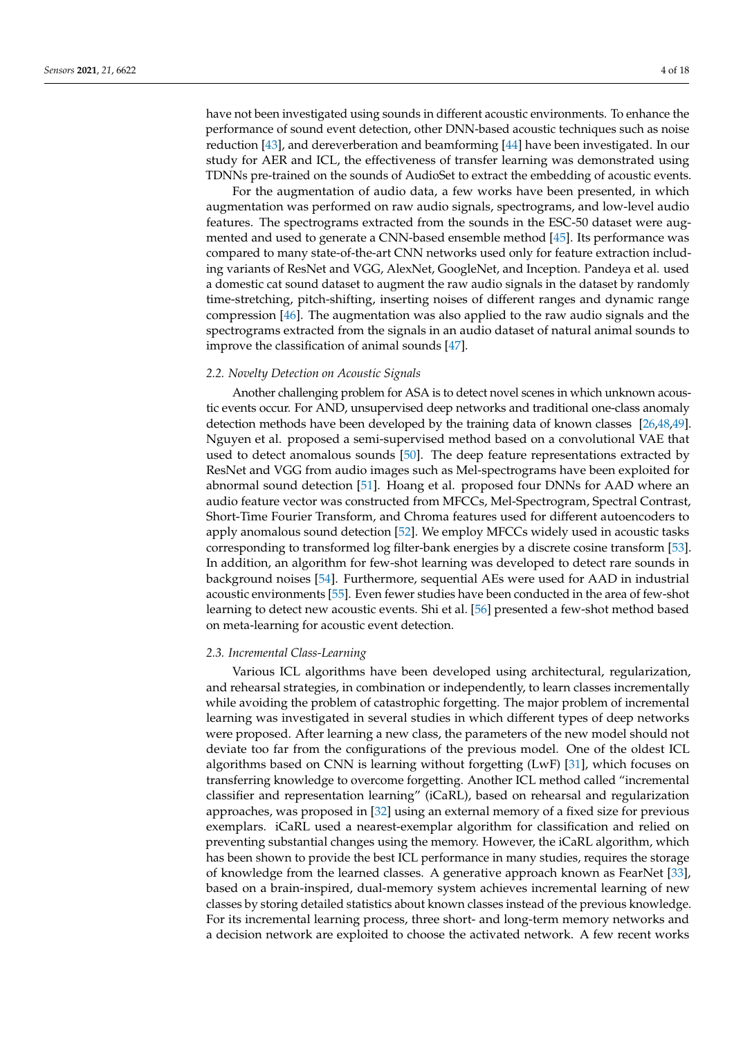have not been investigated using sounds in different acoustic environments. To enhance the performance of sound event detection, other DNN-based acoustic techniques such as noise reduction [43], and dereverberation and beamforming [44] have been investigated. In our study for AER and ICL, the effectiveness of transfer learning was demonstrated using TDNNs pre-trained on the sounds of AudioSet to extract the embedding of acoustic events.

For the augmentation of audio data, a few works have been presented, in which augmentation was performed on raw audio signals, spectrograms, and low-level audio features. The spectrograms extracted from the sounds in the ESC-50 dataset were augmented and used to generate a CNN-based ensemble method [45]. Its performance was compared to many state-of-the-art CNN networks used only for feature extraction including variants of ResNet and VGG, AlexNet, GoogleNet, and Inception. Pandeya et al. used a domestic cat sound dataset to augment the raw audio signals in the dataset by randomly time-stretching, pitch-shifting, inserting noises of different ranges and dynamic range compression [46]. The augmentation was also applied to the raw audio signals and the spectrograms extracted from the signals in an audio dataset of natural animal sounds to improve the classification of animal sounds [47].

### 2.2. Novelty Detection on Acoustic Signals

Another challenging problem for ASA is to detect novel scenes in which unknown acoustic events occur. For AND, unsupervised deep networks and traditional one-class anomaly detection methods have been developed by the training data of known classes [26,48,49]. Nguyen et al. proposed a semi-supervised method based on a convolutional VAE that used to detect anomalous sounds [50]. The deep feature representations extracted by ResNet and VGG from audio images such as Mel-spectrograms have been exploited for abnormal sound detection [51]. Hoang et al. proposed four DNNs for AAD where an audio feature vector was constructed from MFCCs, Mel-Spectrogram, Spectral Contrast, Short-Time Fourier Transform, and Chroma features used for different autoencoders to apply anomalous sound detection [52]. We employ MFCCs widely used in acoustic tasks corresponding to transformed log filter-bank energies by a discrete cosine transform [53]. In addition, an algorithm for few-shot learning was developed to detect rare sounds in background noises [54]. Furthermore, sequential AEs were used for AAD in industrial acoustic environments [55]. Even fewer studies have been conducted in the area of few-shot learning to detect new acoustic events. Shi et al. [56] presented a few-shot method based on meta-learning for acoustic event detection.

### 2.3. Incremental Class-Learning

Various ICL algorithms have been developed using architectural, regularization, and rehearsal strategies, in combination or independently, to learn classes incrementally while avoiding the problem of catastrophic forgetting. The major problem of incremental learning was investigated in several studies in which different types of deep networks were proposed. After learning a new class, the parameters of the new model should not deviate too far from the configurations of the previous model. One of the oldest ICL algorithms based on CNN is learning without forgetting (LwF) [31], which focuses on transferring knowledge to overcome forgetting. Another ICL method called "incremental classifier and representation learning" (iCaRL), based on rehearsal and regularization approaches, was proposed in [32] using an external memory of a fixed size for previous exemplars. iCaRL used a nearest-exemplar algorithm for classification and relied on preventing substantial changes using the memory. However, the iCaRL algorithm, which has been shown to provide the best ICL performance in many studies, requires the storage of knowledge from the learned classes. A generative approach known as FearNet [33], based on a brain-inspired, dual-memory system achieves incremental learning of new classes by storing detailed statistics about known classes instead of the previous knowledge. For its incremental learning process, three short- and long-term memory networks and a decision network are exploited to choose the activated network. A few recent works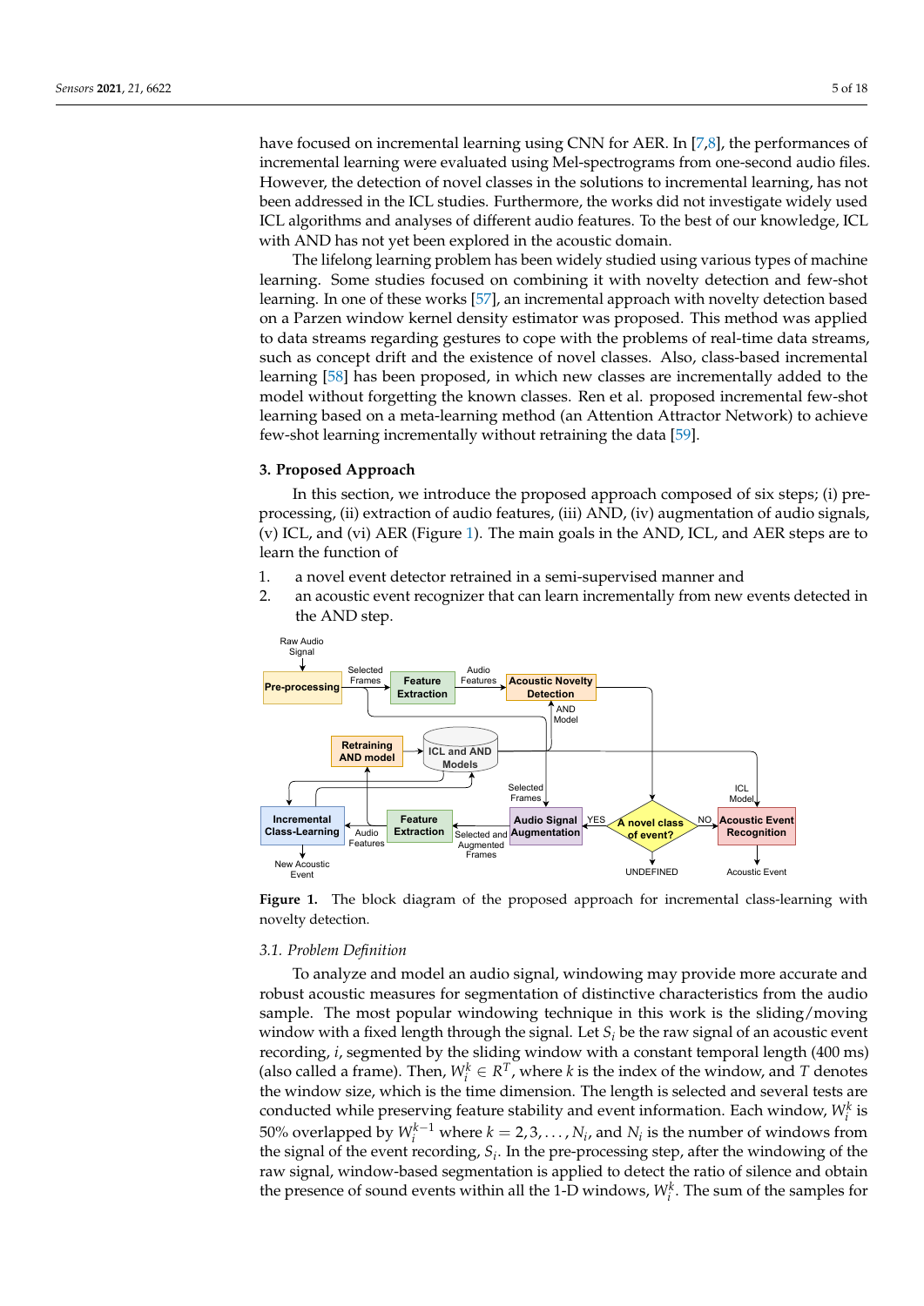have focused on incremental learning using CNN for AER. In [7,8], the performances of incremental learning were evaluated using Mel-spectrograms from one-second audio files. However, the detection of novel classes in the solutions to incremental learning, has not been addressed in the ICL studies. Furthermore, the works did not investigate widely used ICL algorithms and analyses of different audio features. To the best of our knowledge, ICL with AND has not yet been explored in the acoustic domain.

The lifelong learning problem has been widely studied using various types of machine learning. Some studies focused on combining it with novelty detection and few-shot learning. In one of these works [57], an incremental approach with novelty detection based on a Parzen window kernel density estimator was proposed. This method was applied to data streams regarding gestures to cope with the problems of real-time data streams, such as concept drift and the existence of novel classes. Also, class-based incremental learning [58] has been proposed, in which new classes are incrementally added to the model without forgetting the known classes. Ren et al. proposed incremental few-shot learning based on a meta-learning method (an Attention Attractor Network) to achieve few-shot learning incrementally without retraining the data [59].

## 3. Proposed Approach

In this section, we introduce the proposed approach composed of six steps; (i) pre-processing, (ii) extraction of audio features, (iii) AND, (iv) augmentation of audio signals, (v) ICL, and (vi) AER (Figure 1). The main goals in the AND, ICL, and AER steps are to learn the function of

1. a novel event detector retrained in a semi-supervised manner and
2. an acoustic event recognizer that can learn incrementally from new events detected in the AND step.

**Figure 1.** The block diagram of the proposed approach for incremental class-learning with novelty detection.

### 3.1. Problem Definition

To analyze and model an audio signal, windowing may provide more accurate and robust acoustic measures for segmentation of distinctive characteristics from the audio sample. The most popular windowing technique in this work is the sliding/moving window with a fixed length through the signal. Let $S_i$ be the raw signal of an acoustic event recording, $i$, segmented by the sliding window with a constant temporal length (400 ms) (also called a frame). Then, $W_i^k \in R^T$, where $k$ is the index of the window, and $T$ denotes the window size, which is the time dimension. The length is selected and several tests are conducted while preserving feature stability and event information. Each window, $W_i^k$ is 50% overlapped by $W_i^{k-1}$ where $k = 2, 3, \ldots, N_i$, and $N_i$ is the number of windows from the signal of the event recording, $S_i$. In the pre-processing step, after the windowing of the raw signal, window-based segmentation is applied to detect the ratio of silence and obtain the presence of sound events within all the 1-D windows, $W_i^k$. The sum of the samples for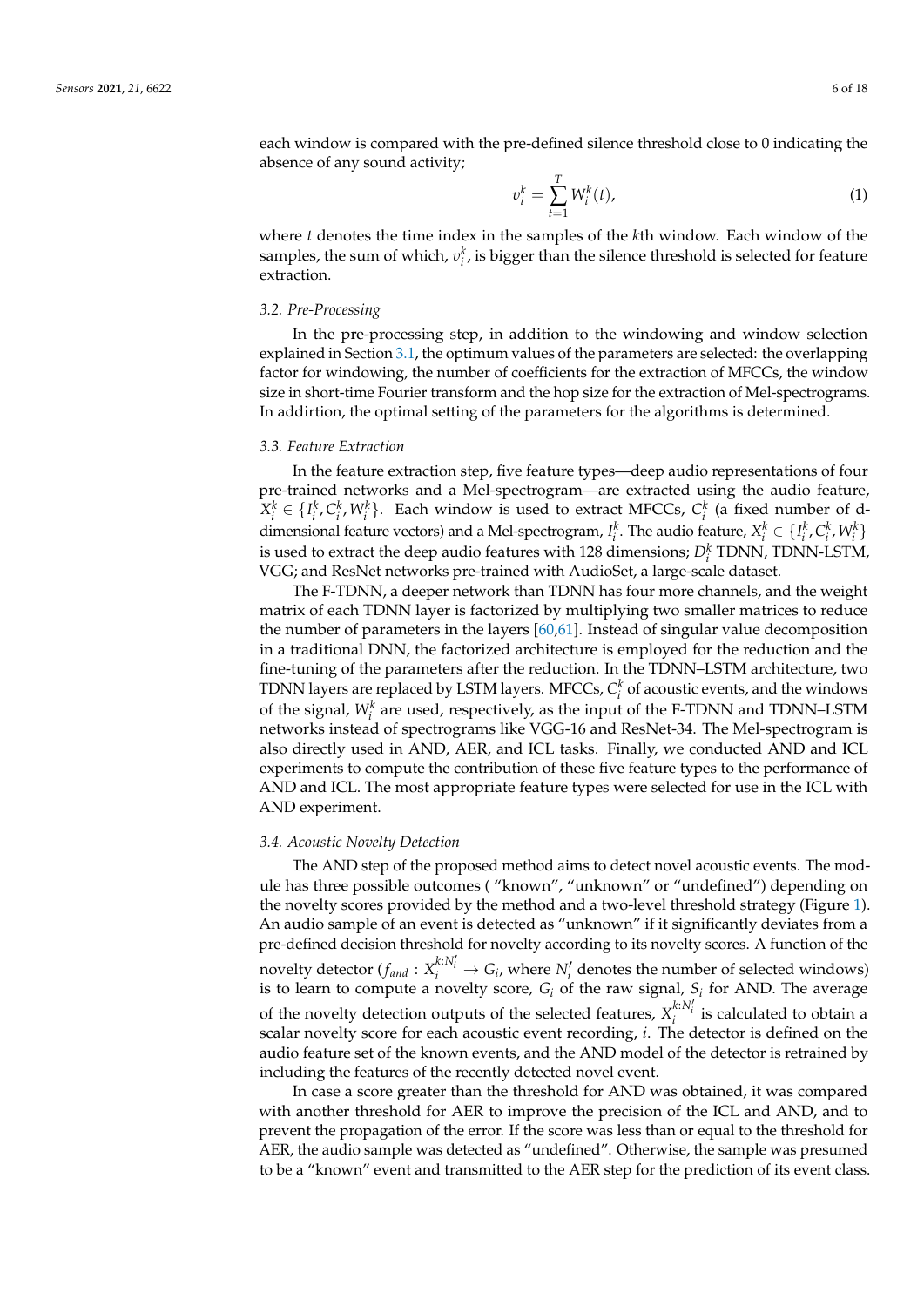each window is compared with the pre-defined silence threshold close to 0 indicating the absence of any sound activity;

$$v_i^k = \sum_{t=1}^{T} W_i^k(t), \tag{1}$$

where $t$ denotes the time index in the samples of the $k$th window. Each window of the samples, the sum of which, $v_i^k$, is bigger than the silence threshold is selected for feature extraction.

### 3.2. Pre-Processing

In the pre-processing step, in addition to the windowing and window selection explained in Section 3.1, the optimum values of the parameters are selected: the overlapping factor for windowing, the number of coefficients for the extraction of MFCCs, the window size in short-time Fourier transform and the hop size for the extraction of Mel-spectrograms. In addirtion, the optimal setting of the parameters for the algorithms is determined.

### 3.3. Feature Extraction

In the feature extraction step, five feature types—deep audio representations of four pre-trained networks and a Mel-spectrogram—are extracted using the audio feature, $X_i^k \in \{I_i^k, C_i^k, W_i^k\}$. Each window is used to extract MFCCs, $C_i^k$ (a fixed number of d-dimensional feature vectors) and a Mel-spectrogram, $I_i^k$. The audio feature, $X_i^k \in \{I_i^k, C_i^k, W_i^k\}$ is used to extract the deep audio features with 128 dimensions; $D_i^k$ TDNN, TDNN-LSTM, VGG; and ResNet networks pre-trained with AudioSet, a large-scale dataset.

The F-TDNN, a deeper network than TDNN has four more channels, and the weight matrix of each TDNN layer is factorized by multiplying two smaller matrices to reduce the number of parameters in the layers [60,61]. Instead of singular value decomposition in a traditional DNN, the factorized architecture is employed for the reduction and the fine-tuning of the parameters after the reduction. In the TDNN–LSTM architecture, two TDNN layers are replaced by LSTM layers. MFCCs, $C_i^k$ of acoustic events, and the windows of the signal, $W_i^k$ are used, respectively, as the input of the F-TDNN and TDNN–LSTM networks instead of spectrograms like VGG-16 and ResNet-34. The Mel-spectrogram is also directly used in AND, AER, and ICL tasks. Finally, we conducted AND and ICL experiments to compute the contribution of these five feature types to the performance of AND and ICL. The most appropriate feature types were selected for use in the ICL with AND experiment.

### 3.4. Acoustic Novelty Detection

The AND step of the proposed method aims to detect novel acoustic events. The module has three possible outcomes ( "known", "unknown" or "undefined") depending on the novelty scores provided by the method and a two-level threshold strategy (Figure 1). An audio sample of an event is detected as "unknown" if it significantly deviates from a pre-defined decision threshold for novelty according to its novelty scores. A function of the novelty detector ($f_{and} : X_i^{k:N_i'} \rightarrow G_i$, where $N_i'$ denotes the number of selected windows) is to learn to compute a novelty score, $G_i$ of the raw signal, $S_i$ for AND. The average of the novelty detection outputs of the selected features, $X_i^{k:N_i'}$ is calculated to obtain a scalar novelty score for each acoustic event recording, $i$. The detector is defined on the audio feature set of the known events, and the AND model of the detector is retrained by including the features of the recently detected novel event.

In case a score greater than the threshold for AND was obtained, it was compared with another threshold for AER to improve the precision of the ICL and AND, and to prevent the propagation of the error. If the score was less than or equal to the threshold for AER, the audio sample was detected as "undefined". Otherwise, the sample was presumed to be a "known" event and transmitted to the AER step for the prediction of its event class.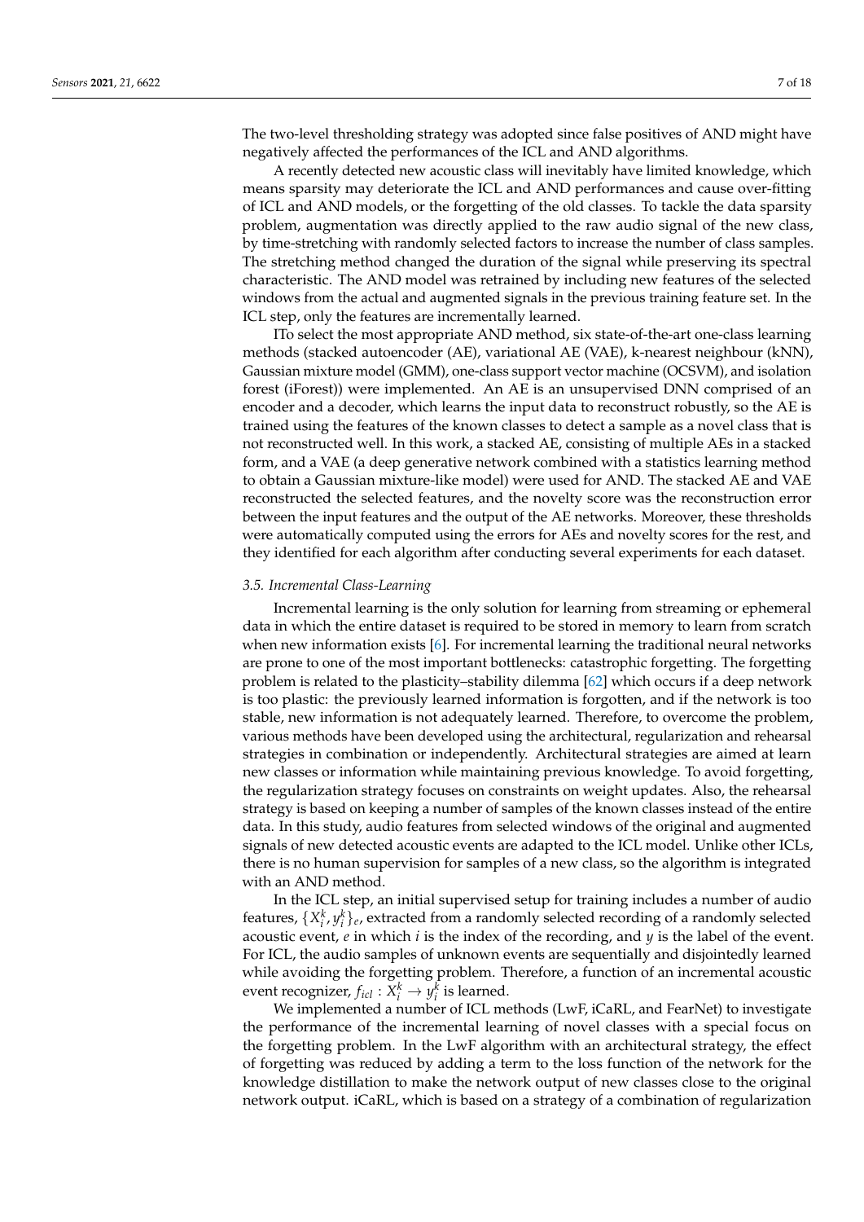The two-level thresholding strategy was adopted since false positives of AND might have negatively affected the performances of the ICL and AND algorithms.

A recently detected new acoustic class will inevitably have limited knowledge, which means sparsity may deteriorate the ICL and AND performances and cause over-fitting of ICL and AND models, or the forgetting of the old classes. To tackle the data sparsity problem, augmentation was directly applied to the raw audio signal of the new class, by time-stretching with randomly selected factors to increase the number of class samples. The stretching method changed the duration of the signal while preserving its spectral characteristic. The AND model was retrained by including new features of the selected windows from the actual and augmented signals in the previous training feature set. In the ICL step, only the features are incrementally learned.

ITo select the most appropriate AND method, six state-of-the-art one-class learning methods (stacked autoencoder (AE), variational AE (VAE), k-nearest neighbour (kNN), Gaussian mixture model (GMM), one-class support vector machine (OCSVM), and isolation forest (iForest)) were implemented. An AE is an unsupervised DNN comprised of an encoder and a decoder, which learns the input data to reconstruct robustly, so the AE is trained using the features of the known classes to detect a sample as a novel class that is not reconstructed well. In this work, a stacked AE, consisting of multiple AEs in a stacked form, and a VAE (a deep generative network combined with a statistics learning method to obtain a Gaussian mixture-like model) were used for AND. The stacked AE and VAE reconstructed the selected features, and the novelty score was the reconstruction error between the input features and the output of the AE networks. Moreover, these thresholds were automatically computed using the errors for AEs and novelty scores for the rest, and they identified for each algorithm after conducting several experiments for each dataset.

### 3.5. Incremental Class-Learning

Incremental learning is the only solution for learning from streaming or ephemeral data in which the entire dataset is required to be stored in memory to learn from scratch when new information exists [6]. For incremental learning the traditional neural networks are prone to one of the most important bottlenecks: catastrophic forgetting. The forgetting problem is related to the plasticity–stability dilemma [62] which occurs if a deep network is too plastic: the previously learned information is forgotten, and if the network is too stable, new information is not adequately learned. Therefore, to overcome the problem, various methods have been developed using the architectural, regularization and rehearsal strategies in combination or independently. Architectural strategies are aimed at learn new classes or information while maintaining previous knowledge. To avoid forgetting, the regularization strategy focuses on constraints on weight updates. Also, the rehearsal strategy is based on keeping a number of samples of the known classes instead of the entire data. In this study, audio features from selected windows of the original and augmented signals of new detected acoustic events are adapted to the ICL model. Unlike other ICLs, there is no human supervision for samples of a new class, so the algorithm is integrated with an AND method.

In the ICL step, an initial supervised setup for training includes a number of audio features, $\{X_i^k, y_i^k\}_e$, extracted from a randomly selected recording of a randomly selected acoustic event, $e$ in which $i$ is the index of the recording, and $y$ is the label of the event. For ICL, the audio samples of unknown events are sequentially and disjointedly learned while avoiding the forgetting problem. Therefore, a function of an incremental acoustic event recognizer, $f_{icl} : X_i^k \rightarrow y_i^k$ is learned.

We implemented a number of ICL methods (LwF, iCaRL, and FearNet) to investigate the performance of the incremental learning of novel classes with a special focus on the forgetting problem. In the LwF algorithm with an architectural strategy, the effect of forgetting was reduced by adding a term to the loss function of the network for the knowledge distillation to make the network output of new classes close to the original network output. iCaRL, which is based on a strategy of a combination of regularization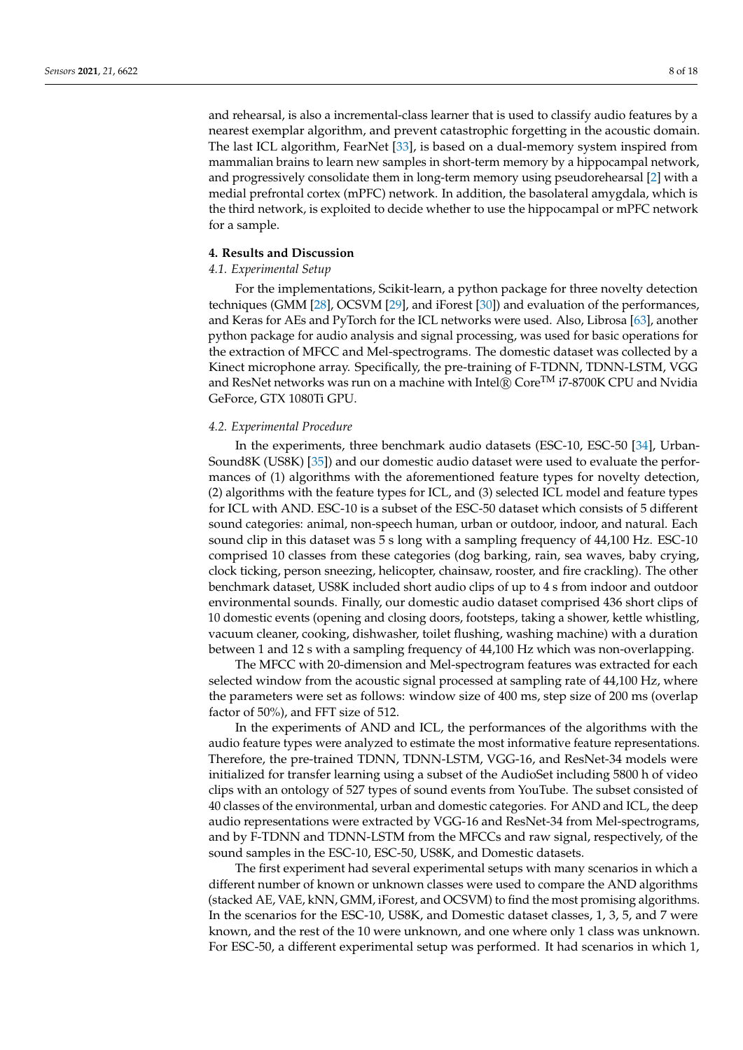and rehearsal, is also a incremental-class learner that is used to classify audio features by a nearest exemplar algorithm, and prevent catastrophic forgetting in the acoustic domain. The last ICL algorithm, FearNet [33], is based on a dual-memory system inspired from mammalian brains to learn new samples in short-term memory by a hippocampal network, and progressively consolidate them in long-term memory using pseudorehearsal [2] with a medial prefrontal cortex (mPFC) network. In addition, the basolateral amygdala, which is the third network, is exploited to decide whether to use the hippocampal or mPFC network for a sample.

## 4. Results and Discussion

### 4.1. Experimental Setup

For the implementations, Scikit-learn, a python package for three novelty detection techniques (GMM [28], OCSVM [29], and iForest [30]) and evaluation of the performances, and Keras for AEs and PyTorch for the ICL networks were used. Also, Librosa [63], another python package for audio analysis and signal processing, was used for basic operations for the extraction of MFCC and Mel-spectrograms. The domestic dataset was collected by a Kinect microphone array. Specifically, the pre-training of F-TDNN, TDNN-LSTM, VGG and ResNet networks was run on a machine with Intel® Core™ i7-8700K CPU and Nvidia GeForce, GTX 1080Ti GPU.

### 4.2. Experimental Procedure

In the experiments, three benchmark audio datasets (ESC-10, ESC-50 [34], UrbanSound8K (US8K) [35]) and our domestic audio dataset were used to evaluate the performances of (1) algorithms with the aforementioned feature types for novelty detection, (2) algorithms with the feature types for ICL, and (3) selected ICL model and feature types for ICL with AND. ESC-10 is a subset of the ESC-50 dataset which consists of 5 different sound categories: animal, non-speech human, urban or outdoor, indoor, and natural. Each sound clip in this dataset was 5 s long with a sampling frequency of 44,100 Hz. ESC-10 comprised 10 classes from these categories (dog barking, rain, sea waves, baby crying, clock ticking, person sneezing, helicopter, chainsaw, rooster, and fire crackling). The other benchmark dataset, US8K included short audio clips of up to 4 s from indoor and outdoor environmental sounds. Finally, our domestic audio dataset comprised 436 short clips of 10 domestic events (opening and closing doors, footsteps, taking a shower, kettle whistling, vacuum cleaner, cooking, dishwasher, toilet flushing, washing machine) with a duration between 1 and 12 s with a sampling frequency of 44,100 Hz which was non-overlapping.

The MFCC with 20-dimension and Mel-spectrogram features was extracted for each selected window from the acoustic signal processed at sampling rate of 44,100 Hz, where the parameters were set as follows: window size of 400 ms, step size of 200 ms (overlap factor of 50%), and FFT size of 512.

In the experiments of AND and ICL, the performances of the algorithms with the audio feature types were analyzed to estimate the most informative feature representations. Therefore, the pre-trained TDNN, TDNN-LSTM, VGG-16, and ResNet-34 models were initialized for transfer learning using a subset of the AudioSet including 5800 h of video clips with an ontology of 527 types of sound events from YouTube. The subset consisted of 40 classes of the environmental, urban and domestic categories. For AND and ICL, the deep audio representations were extracted by VGG-16 and ResNet-34 from Mel-spectrograms, and by F-TDNN and TDNN-LSTM from the MFCCs and raw signal, respectively, of the sound samples in the ESC-10, ESC-50, US8K, and Domestic datasets.

The first experiment had several experimental setups with many scenarios in which a different number of known or unknown classes were used to compare the AND algorithms (stacked AE, VAE, kNN, GMM, iForest, and OCSVM) to find the most promising algorithms. In the scenarios for the ESC-10, US8K, and Domestic dataset classes, 1, 3, 5, and 7 were known, and the rest of the 10 were unknown, and one where only 1 class was unknown. For ESC-50, a different experimental setup was performed. It had scenarios in which 1,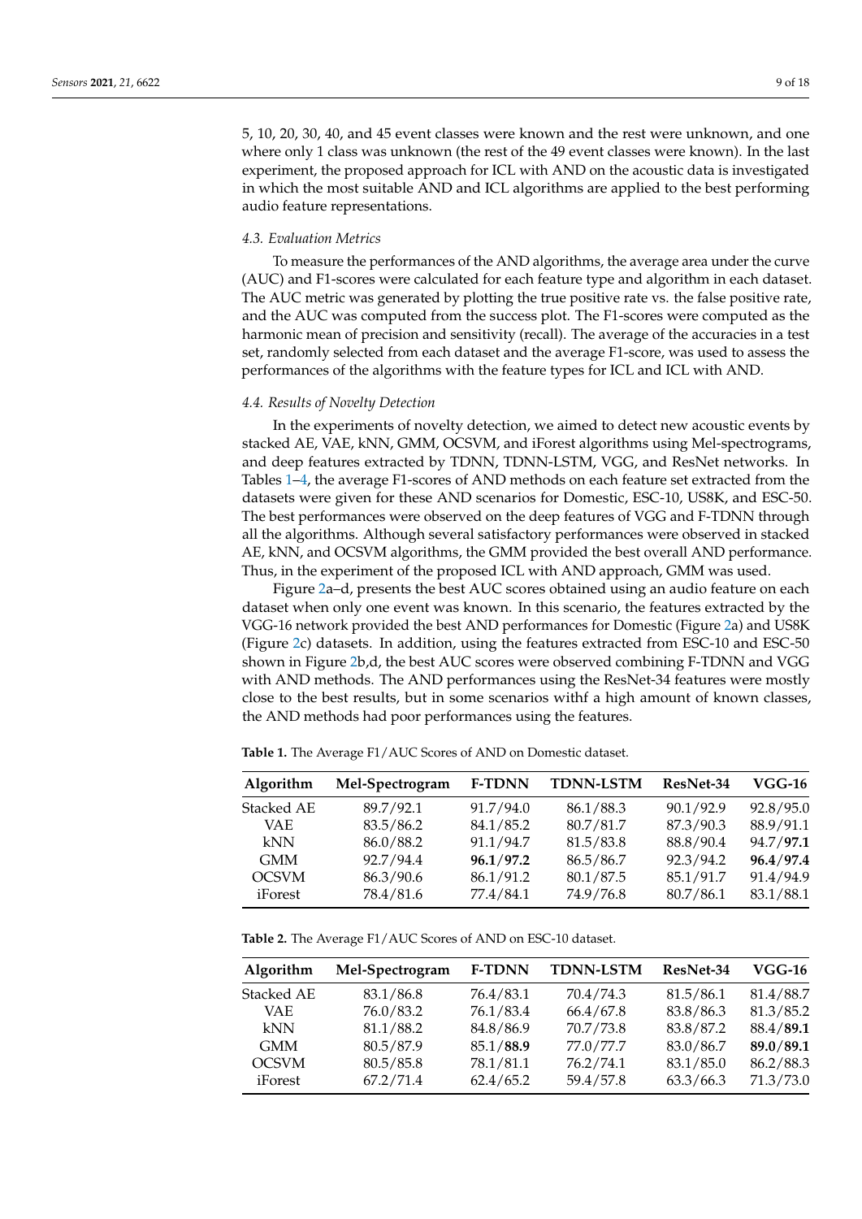5, 10, 20, 30, 40, and 45 event classes were known and the rest were unknown, and one where only 1 class was unknown (the rest of the 49 event classes were known). In the last experiment, the proposed approach for ICL with AND on the acoustic data is investigated in which the most suitable AND and ICL algorithms are applied to the best performing audio feature representations.

### *4.3. Evaluation Metrics*

To measure the performances of the AND algorithms, the average area under the curve (AUC) and F1-scores were calculated for each feature type and algorithm in each dataset. The AUC metric was generated by plotting the true positive rate vs. the false positive rate, and the AUC was computed from the success plot. The F1-scores were computed as the harmonic mean of precision and sensitivity (recall). The average of the accuracies in a test set, randomly selected from each dataset and the average F1-score, was used to assess the performances of the algorithms with the feature types for ICL and ICL with AND.

### *4.4. Results of Novelty Detection*

In the experiments of novelty detection, we aimed to detect new acoustic events by stacked AE, VAE, kNN, GMM, OCSVM, and iForest algorithms using Mel-spectrograms, and deep features extracted by TDNN, TDNN-LSTM, VGG, and ResNet networks. In Tables 1–4, the average F1-scores of AND methods on each feature set extracted from the datasets were given for these AND scenarios for Domestic, ESC-10, US8K, and ESC-50. The best performances were observed on the deep features of VGG and F-TDNN through all the algorithms. Although several satisfactory performances were observed in stacked AE, kNN, and OCSVM algorithms, the GMM provided the best overall AND performance. Thus, in the experiment of the proposed ICL with AND approach, GMM was used.

Figure 2a–d, presents the best AUC scores obtained using an audio feature on each dataset when only one event was known. In this scenario, the features extracted by the VGG-16 network provided the best AND performances for Domestic (Figure 2a) and US8K (Figure 2c) datasets. In addition, using the features extracted from ESC-10 and ESC-50 shown in Figure 2b,d, the best AUC scores were observed combining F-TDNN and VGG with AND methods. The AND performances using the ResNet-34 features were mostly close to the best results, but in some scenarios withf a high amount of known classes, the AND methods had poor performances using the features.

**Table 1.** The Average F1/AUC Scores of AND on Domestic dataset.

| Algorithm | Mel-Spectrogram | F-TDNN | TDNN-LSTM | ResNet-34 | VGG-16 |
|---|---|---|---|---|---|
| Stacked AE | 89.7/92.1 | 91.7/94.0 | 86.1/88.3 | 90.1/92.9 | 92.8/95.0 |
| VAE | 83.5/86.2 | 84.1/85.2 | 80.7/81.7 | 87.3/90.3 | 88.9/91.1 |
| kNN | 86.0/88.2 | 91.1/94.7 | 81.5/83.8 | 88.8/90.4 | 94.7/**97.1** |
| GMM | 92.7/94.4 | **96.1**/**97.2** | 86.5/86.7 | 92.3/94.2 | **96.4**/**97.4** |
| OCSVM | 86.3/90.6 | 86.1/91.2 | 80.1/87.5 | 85.1/91.7 | 91.4/94.9 |
| iForest | 78.4/81.6 | 77.4/84.1 | 74.9/76.8 | 80.7/86.1 | 83.1/88.1 |

**Table 2.** The Average F1/AUC Scores of AND on ESC-10 dataset.

| Algorithm | Mel-Spectrogram | F-TDNN | TDNN-LSTM | ResNet-34 | VGG-16 |
|---|---|---|---|---|---|
| Stacked AE | 83.1/86.8 | 76.4/83.1 | 70.4/74.3 | 81.5/86.1 | 81.4/88.7 |
| VAE | 76.0/83.2 | 76.1/83.4 | 66.4/67.8 | 83.8/86.3 | 81.3/85.2 |
| kNN | 81.1/88.2 | 84.8/86.9 | 70.7/73.8 | 83.8/87.2 | 88.4/**89.1** |
| GMM | 80.5/87.9 | 85.1/**88.9** | 77.0/77.7 | 83.0/86.7 | **89.0**/**89.1** |
| OCSVM | 80.5/85.8 | 78.1/81.1 | 76.2/74.1 | 83.1/85.0 | 86.2/88.3 |
| iForest | 67.2/71.4 | 62.4/65.2 | 59.4/57.8 | 63.3/66.3 | 71.3/73.0 |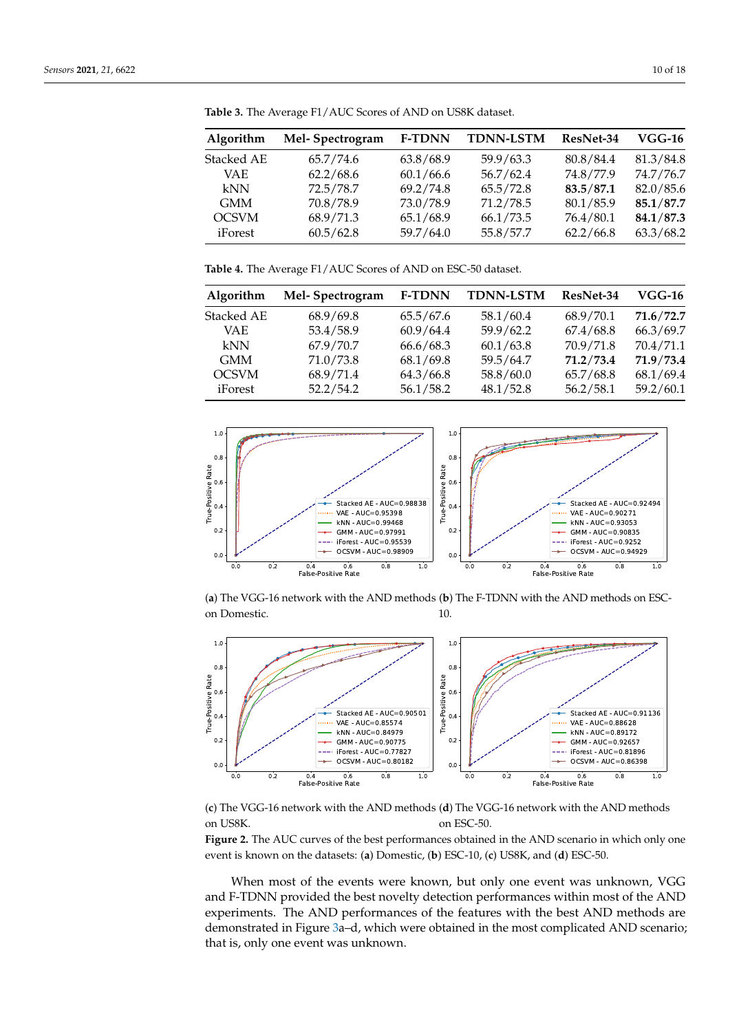**Table 3.** The Average F1/AUC Scores of AND on US8K dataset.

| Algorithm | Mel- Spectrogram | F-TDNN | TDNN-LSTM | ResNet-34 | VGG-16 |
|---|---|---|---|---|---|
| Stacked AE | 65.7/74.6 | 63.8/68.9 | 59.9/63.3 | 80.8/84.4 | 81.3/84.8 |
| VAE | 62.2/68.6 | 60.1/66.6 | 56.7/62.4 | 74.8/77.9 | 74.7/76.7 |
| kNN | 72.5/78.7 | 69.2/74.8 | 65.5/72.8 | **83.5**/**87.1** | 82.0/85.6 |
| GMM | 70.8/78.9 | 73.0/78.9 | 71.2/78.5 | 80.1/85.9 | **85.1**/**87.7** |
| OCSVM | 68.9/71.3 | 65.1/68.9 | 66.1/73.5 | 76.4/80.1 | **84.1**/**87.3** |
| iForest | 60.5/62.8 | 59.7/64.0 | 55.8/57.7 | 62.2/66.8 | 63.3/68.2 |

**Table 4.** The Average F1/AUC Scores of AND on ESC-50 dataset.

| Algorithm | Mel- Spectrogram | F-TDNN | TDNN-LSTM | ResNet-34 | VGG-16 |
|---|---|---|---|---|---|
| Stacked AE | 68.9/69.8 | 65.5/67.6 | 58.1/60.4 | 68.9/70.1 | **71.6**/**72.7** |
| VAE | 53.4/58.9 | 60.9/64.4 | 59.9/62.2 | 67.4/68.8 | 66.3/69.7 |
| kNN | 67.9/70.7 | 66.6/68.3 | 60.1/63.8 | 70.9/71.8 | 70.4/71.1 |
| GMM | 71.0/73.8 | 68.1/69.8 | 59.5/64.7 | **71.2**/**73.4** | **71.9**/**73.4** |
| OCSVM | 68.9/71.4 | 64.3/66.8 | 58.8/60.0 | 65.7/68.8 | 68.1/69.4 |
| iForest | 52.2/54.2 | 56.1/58.2 | 48.1/52.8 | 56.2/58.1 | 59.2/60.1 |

(**a**) The VGG-16 network with the AND methods on Domestic.

(**b**) The F-TDNN with the AND methods on ESC-10.

(**c**) The VGG-16 network with the AND methods on US8K.

(**d**) The VGG-16 network with the AND methods on ESC-50.

**Figure 2.** The AUC curves of the best performances obtained in the AND scenario in which only one event is known on the datasets: (**a**) Domestic, (**b**) ESC-10, (**c**) US8K, and (**d**) ESC-50.

When most of the events were known, but only one event was unknown, VGG and F-TDNN provided the best novelty detection performances within most of the AND experiments. The AND performances of the features with the best AND methods are demonstrated in Figure 3a–d, which were obtained in the most complicated AND scenario; that is, only one event was unknown.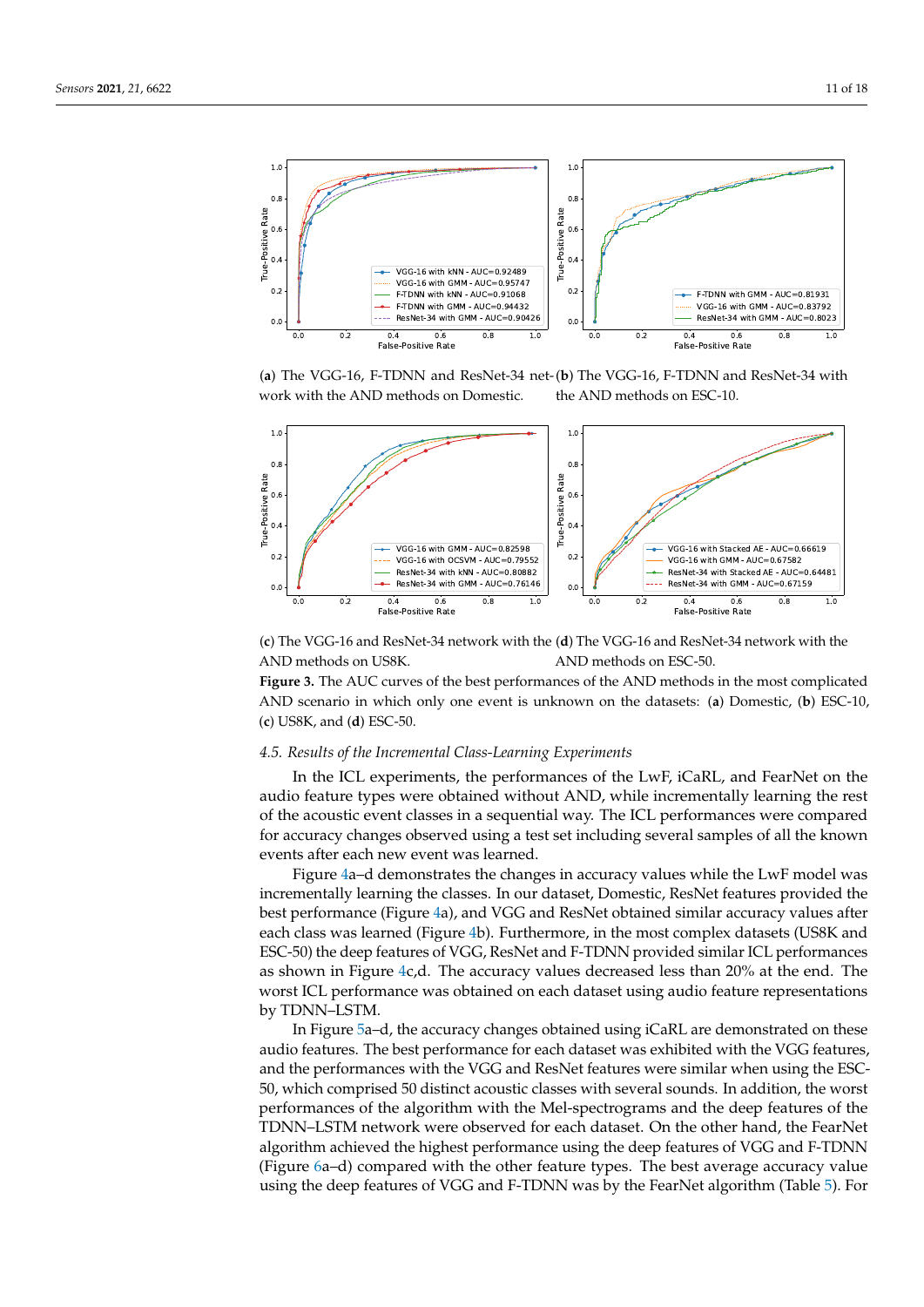(**a**) The VGG-16, F-TDNN and ResNet-34 network with the AND methods on Domestic.

(**b**) The VGG-16, F-TDNN and ResNet-34 with the AND methods on ESC-10.

(**c**) The VGG-16 and ResNet-34 network with the AND methods on US8K.

(**d**) The VGG-16 and ResNet-34 network with the AND methods on ESC-50.

**Figure 3.** The AUC curves of the best performances of the AND methods in the most complicated AND scenario in which only one event is unknown on the datasets: (**a**) Domestic, (**b**) ESC-10, (**c**) US8K, and (**d**) ESC-50.

### 4.5. Results of the Incremental Class-Learning Experiments

In the ICL experiments, the performances of the LwF, iCaRL, and FearNet on the audio feature types were obtained without AND, while incrementally learning the rest of the acoustic event classes in a sequential way. The ICL performances were compared for accuracy changes observed using a test set including several samples of all the known events after each new event was learned.

Figure 4a–d demonstrates the changes in accuracy values while the LwF model was incrementally learning the classes. In our dataset, Domestic, ResNet features provided the best performance (Figure 4a), and VGG and ResNet obtained similar accuracy values after each class was learned (Figure 4b). Furthermore, in the most complex datasets (US8K and ESC-50) the deep features of VGG, ResNet and F-TDNN provided similar ICL performances as shown in Figure 4c,d. The accuracy values decreased less than 20% at the end. The worst ICL performance was obtained on each dataset using audio feature representations by TDNN–LSTM.

In Figure 5a–d, the accuracy changes obtained using iCaRL are demonstrated on these audio features. The best performance for each dataset was exhibited with the VGG features, and the performances with the VGG and ResNet features were similar when using the ESC-50, which comprised 50 distinct acoustic classes with several sounds. In addition, the worst performances of the algorithm with the Mel-spectrograms and the deep features of the TDNN–LSTM network were observed for each dataset. On the other hand, the FearNet algorithm achieved the highest performance using the deep features of VGG and F-TDNN (Figure 6a–d) compared with the other feature types. The best average accuracy value using the deep features of VGG and F-TDNN was by the FearNet algorithm (Table 5). For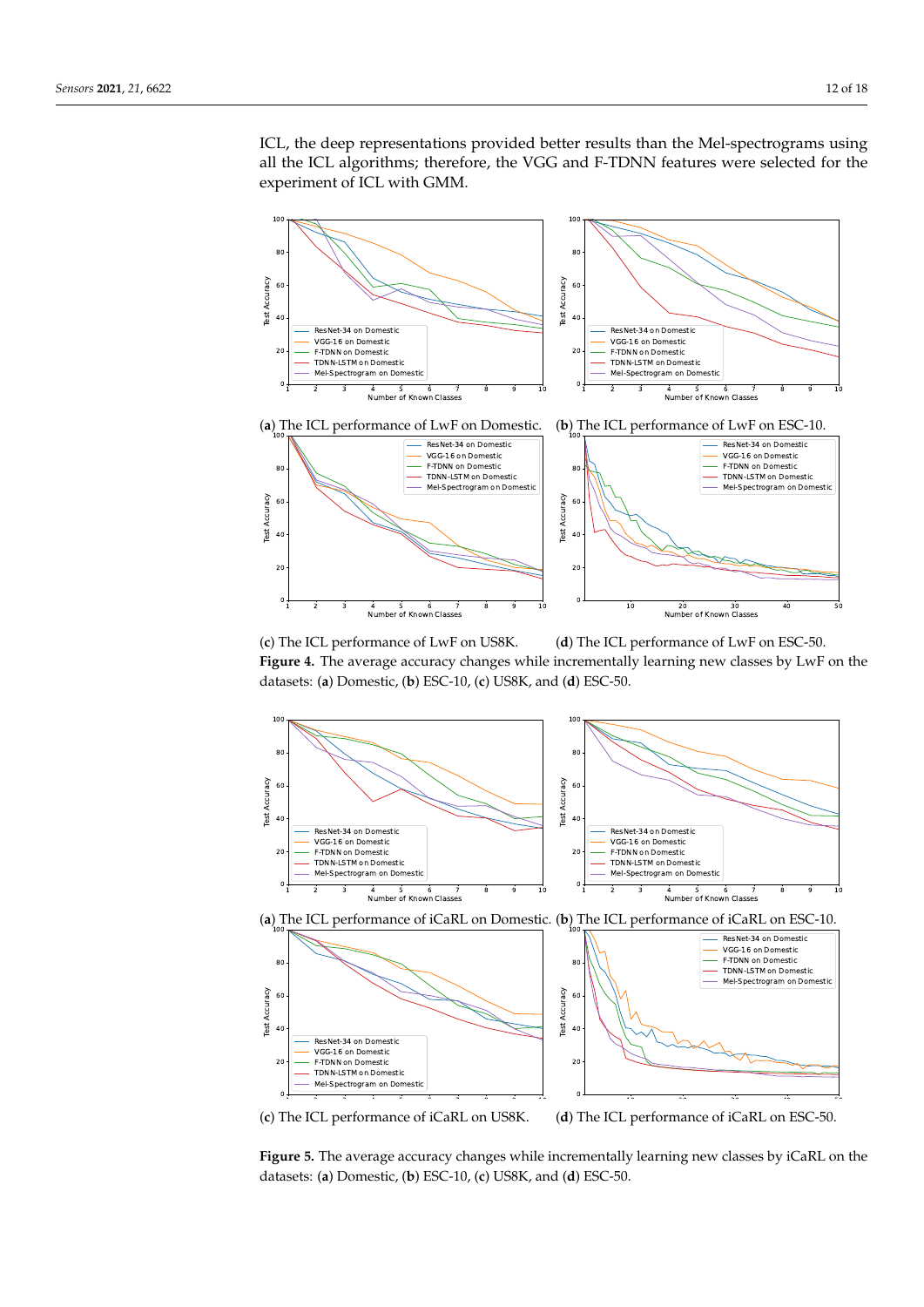ICL, the deep representations provided better results than the Mel-spectrograms using all the ICL algorithms; therefore, the VGG and F-TDNN features were selected for the experiment of ICL with GMM.

(**a**) The ICL performance of LwF on Domestic. (**b**) The ICL performance of LwF on ESC-10.

(**c**) The ICL performance of LwF on US8K. (**d**) The ICL performance of LwF on ESC-50.

**Figure 4.** The average accuracy changes while incrementally learning new classes by LwF on the datasets: (**a**) Domestic, (**b**) ESC-10, (**c**) US8K, and (**d**) ESC-50.

(**a**) The ICL performance of iCaRL on Domestic. (**b**) The ICL performance of iCaRL on ESC-10.

(**c**) The ICL performance of iCaRL on US8K. (**d**) The ICL performance of iCaRL on ESC-50.

**Figure 5.** The average accuracy changes while incrementally learning new classes by iCaRL on the datasets: (**a**) Domestic, (**b**) ESC-10, (**c**) US8K, and (**d**) ESC-50.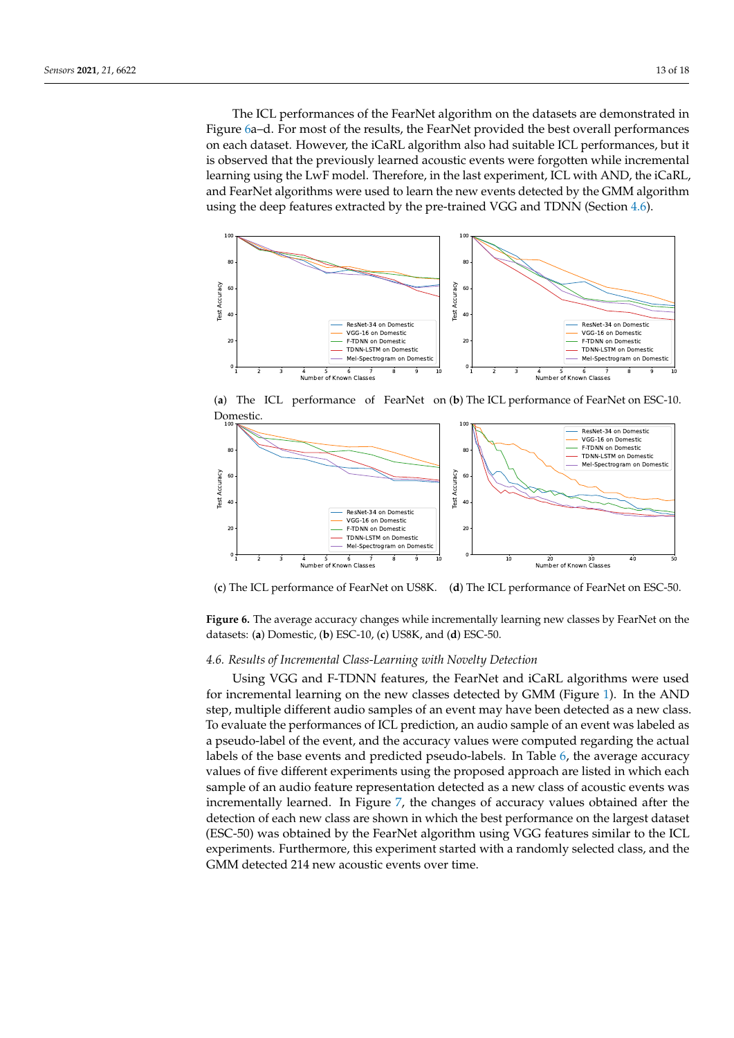The ICL performances of the FearNet algorithm on the datasets are demonstrated in Figure 6a–d. For most of the results, the FearNet provided the best overall performances on each dataset. However, the iCaRL algorithm also had suitable ICL performances, but it is observed that the previously learned acoustic events were forgotten while incremental learning using the LwF model. Therefore, in the last experiment, ICL with AND, the iCaRL, and FearNet algorithms were used to learn the new events detected by the GMM algorithm using the deep features extracted by the pre-trained VGG and TDNN (Section 4.6).

(**a**) The ICL performance of FearNet on Domestic.

(**b**) The ICL performance of FearNet on ESC-10.

(**c**) The ICL performance of FearNet on US8K.

(**d**) The ICL performance of FearNet on ESC-50.

**Figure 6.** The average accuracy changes while incrementally learning new classes by FearNet on the datasets: (**a**) Domestic, (**b**) ESC-10, (**c**) US8K, and (**d**) ESC-50.

### *4.6. Results of Incremental Class-Learning with Novelty Detection*

Using VGG and F-TDNN features, the FearNet and iCaRL algorithms were used for incremental learning on the new classes detected by GMM (Figure 1). In the AND step, multiple different audio samples of an event may have been detected as a new class. To evaluate the performances of ICL prediction, an audio sample of an event was labeled as a pseudo-label of the event, and the accuracy values were computed regarding the actual labels of the base events and predicted pseudo-labels. In Table 6, the average accuracy values of five different experiments using the proposed approach are listed in which each sample of an audio feature representation detected as a new class of acoustic events was incrementally learned. In Figure 7, the changes of accuracy values obtained after the detection of each new class are shown in which the best performance on the largest dataset (ESC-50) was obtained by the FearNet algorithm using VGG features similar to the ICL experiments. Furthermore, this experiment started with a randomly selected class, and the GMM detected 214 new acoustic events over time.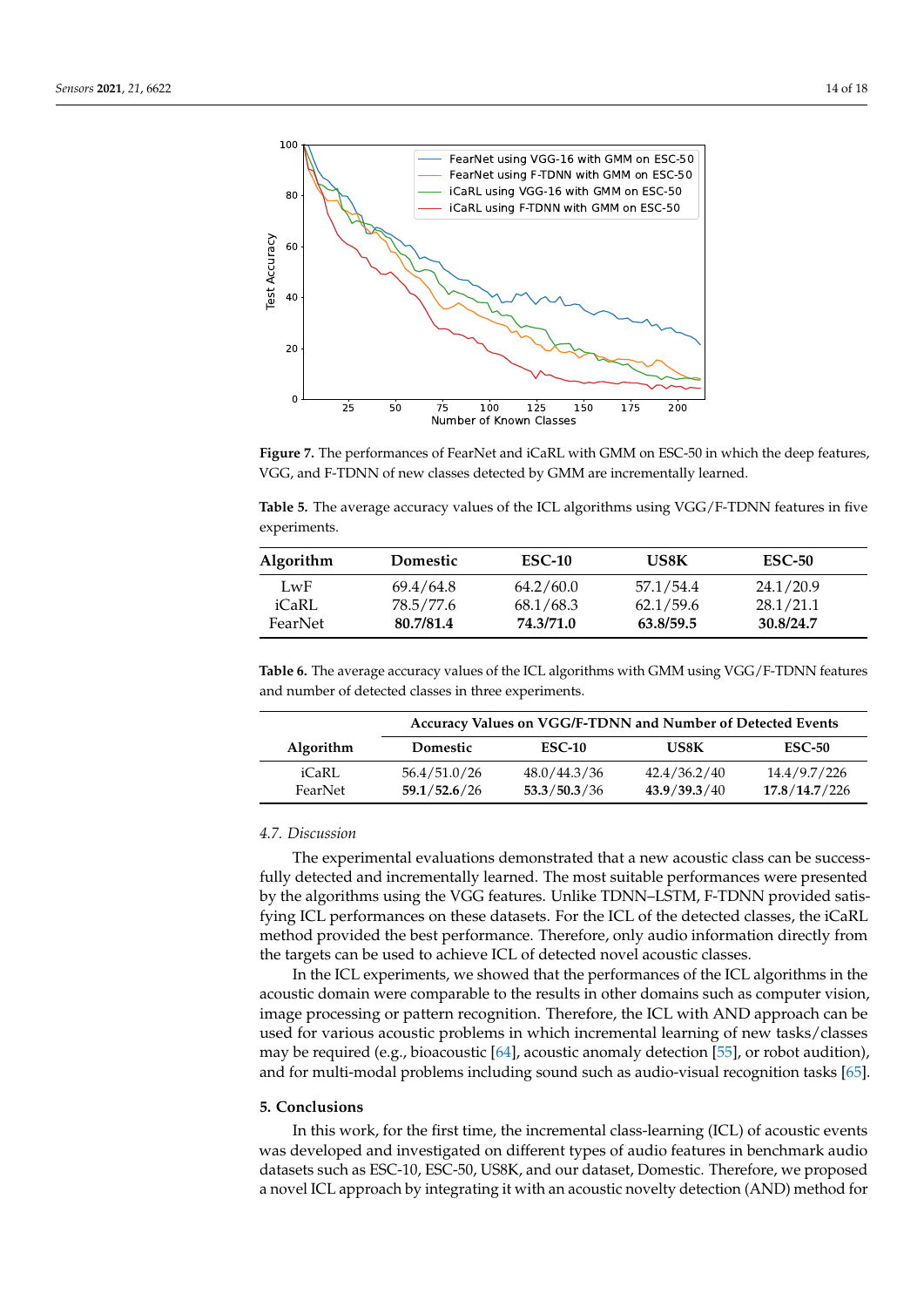**Figure 7.** The performances of FearNet and iCaRL with GMM on ESC-50 in which the deep features, VGG, and F-TDNN of new classes detected by GMM are incrementally learned.

**Table 5.** The average accuracy values of the ICL algorithms using VGG/F-TDNN features in five experiments.

| Algorithm | Domestic | ESC-10 | US8K | ESC-50 |
|---|---|---|---|---|
| LwF | 69.4/64.8 | 64.2/60.0 | 57.1/54.4 | 24.1/20.9 |
| iCaRL | 78.5/77.6 | 68.1/68.3 | 62.1/59.6 | 28.1/21.1 |
| FearNet | **80.7/81.4** | **74.3/71.0** | **63.8/59.5** | **30.8/24.7** |

**Table 6.** The average accuracy values of the ICL algorithms with GMM using VGG/F-TDNN features and number of detected classes in three experiments.

| Algorithm | Accuracy Values on VGG/F-TDNN and Number of Detected Events | | | |
|---|---|---|---|---|
| | Domestic | ESC-10 | US8K | ESC-50 |
| iCaRL | 56.4/51.0/26 | 48.0/44.3/36 | 42.4/36.2/40 | 14.4/9.7/226 |
| FearNet | **59.1**/**52.6**/26 | **53.3**/**50.3**/36 | **43.9**/**39.3**/40 | **17.8**/**14.7**/226 |

### 4.7. Discussion

The experimental evaluations demonstrated that a new acoustic class can be successfully detected and incrementally learned. The most suitable performances were presented by the algorithms using the VGG features. Unlike TDNN–LSTM, F-TDNN provided satisfying ICL performances on these datasets. For the ICL of the detected classes, the iCaRL method provided the best performance. Therefore, only audio information directly from the targets can be used to achieve ICL of detected novel acoustic classes.

In the ICL experiments, we showed that the performances of the ICL algorithms in the acoustic domain were comparable to the results in other domains such as computer vision, image processing or pattern recognition. Therefore, the ICL with AND approach can be used for various acoustic problems in which incremental learning of new tasks/classes may be required (e.g., bioacoustic [64], acoustic anomaly detection [55], or robot audition), and for multi-modal problems including sound such as audio-visual recognition tasks [65].

## 5. Conclusions

In this work, for the first time, the incremental class-learning (ICL) of acoustic events was developed and investigated on different types of audio features in benchmark audio datasets such as ESC-10, ESC-50, US8K, and our dataset, Domestic. Therefore, we proposed a novel ICL approach by integrating it with an acoustic novelty detection (AND) method for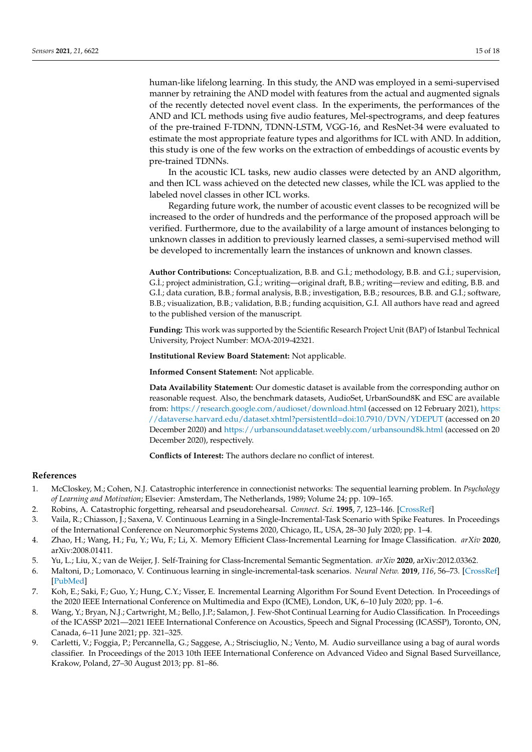human-like lifelong learning. In this study, the AND was employed in a semi-supervised manner by retraining the AND model with features from the actual and augmented signals of the recently detected novel event class. In the experiments, the performances of the AND and ICL methods using five audio features, Mel-spectrograms, and deep features of the pre-trained F-TDNN, TDNN-LSTM, VGG-16, and ResNet-34 were evaluated to estimate the most appropriate feature types and algorithms for ICL with AND. In addition, this study is one of the few works on the extraction of embeddings of acoustic events by pre-trained TDNNs.

In the acoustic ICL tasks, new audio classes were detected by an AND algorithm, and then ICL wass achieved on the detected new classes, while the ICL was applied to the labeled novel classes in other ICL works.

Regarding future work, the number of acoustic event classes to be recognized will be increased to the order of hundreds and the performance of the proposed approach will be verified. Furthermore, due to the availability of a large amount of instances belonging to unknown classes in addition to previously learned classes, a semi-supervised method will be developed to incrementally learn the instances of unknown and known classes.

**Author Contributions:** Conceptualization, B.B. and G.İ.; methodology, B.B. and G.İ.; supervision, G.İ.; project administration, G.İ.; writing—original draft, B.B.; writing—review and editing, B.B. and G.İ.; data curation, B.B.; formal analysis, B.B.; investigation, B.B.; resources, B.B. and G.İ.; software, B.B.; visualization, B.B.; validation, B.B.; funding acquisition, G.İ. All authors have read and agreed to the published version of the manuscript.

**Funding:** This work was supported by the Scientific Research Project Unit (BAP) of Istanbul Technical University, Project Number: MOA-2019-42321.

**Institutional Review Board Statement:** Not applicable.

**Informed Consent Statement:** Not applicable.

**Data Availability Statement:** Our domestic dataset is available from the corresponding author on reasonable request. Also, the benchmark datasets, AudioSet, UrbanSound8K and ESC are available from: https://research.google.com/audioset/download.html (accessed on 12 February 2021), https://dataverse.harvard.edu/dataset.xhtml?persistentId=doi:10.7910/DVN/YDEPUT (accessed on 20 December 2020) and https://urbansounddataset.weebly.com/urbansound8k.html (accessed on 20 December 2020), respectively.

**Conflicts of Interest:** The authors declare no conflict of interest.

## References

1. McCloskey, M.; Cohen, N.J. Catastrophic interference in connectionist networks: The sequential learning problem. In *Psychology of Learning and Motivation*; Elsevier: Amsterdam, The Netherlands, 1989; Volume 24; pp. 109–165.
2. Robins, A. Catastrophic forgetting, rehearsal and pseudorehearsal. *Connect. Sci.* **1995**, *7*, 123–146. [CrossRef]
3. Vaila, R.; Chiasson, J.; Saxena, V. Continuous Learning in a Single-Incremental-Task Scenario with Spike Features. In Proceedings of the International Conference on Neuromorphic Systems 2020, Chicago, IL, USA, 28–30 July 2020; pp. 1–4.
4. Zhao, H.; Wang, H.; Fu, Y.; Wu, F.; Li, X. Memory Efficient Class-Incremental Learning for Image Classification. *arXiv* **2020**, arXiv:2008.01411.
5. Yu, L.; Liu, X.; van de Weijer, J. Self-Training for Class-Incremental Semantic Segmentation. *arXiv* **2020**, arXiv:2012.03362.
6. Maltoni, D.; Lomonaco, V. Continuous learning in single-incremental-task scenarios. *Neural Netw.* **2019**, *116*, 56–73. [CrossRef] [PubMed]
7. Koh, E.; Saki, F.; Guo, Y.; Hung, C.Y.; Visser, E. Incremental Learning Algorithm For Sound Event Detection. In Proceedings of the 2020 IEEE International Conference on Multimedia and Expo (ICME), London, UK, 6–10 July 2020; pp. 1–6.
8. Wang, Y.; Bryan, N.J.; Cartwright, M.; Bello, J.P.; Salamon, J. Few-Shot Continual Learning for Audio Classification. In Proceedings of the ICASSP 2021—2021 IEEE International Conference on Acoustics, Speech and Signal Processing (ICASSP), Toronto, ON, Canada, 6–11 June 2021; pp. 321–325.
9. Carletti, V.; Foggia, P.; Percannella, G.; Saggese, A.; Strisciuglio, N.; Vento, M. Audio surveillance using a bag of aural words classifier. In Proceedings of the 2013 10th IEEE International Conference on Advanced Video and Signal Based Surveillance, Krakow, Poland, 27–30 August 2013; pp. 81–86.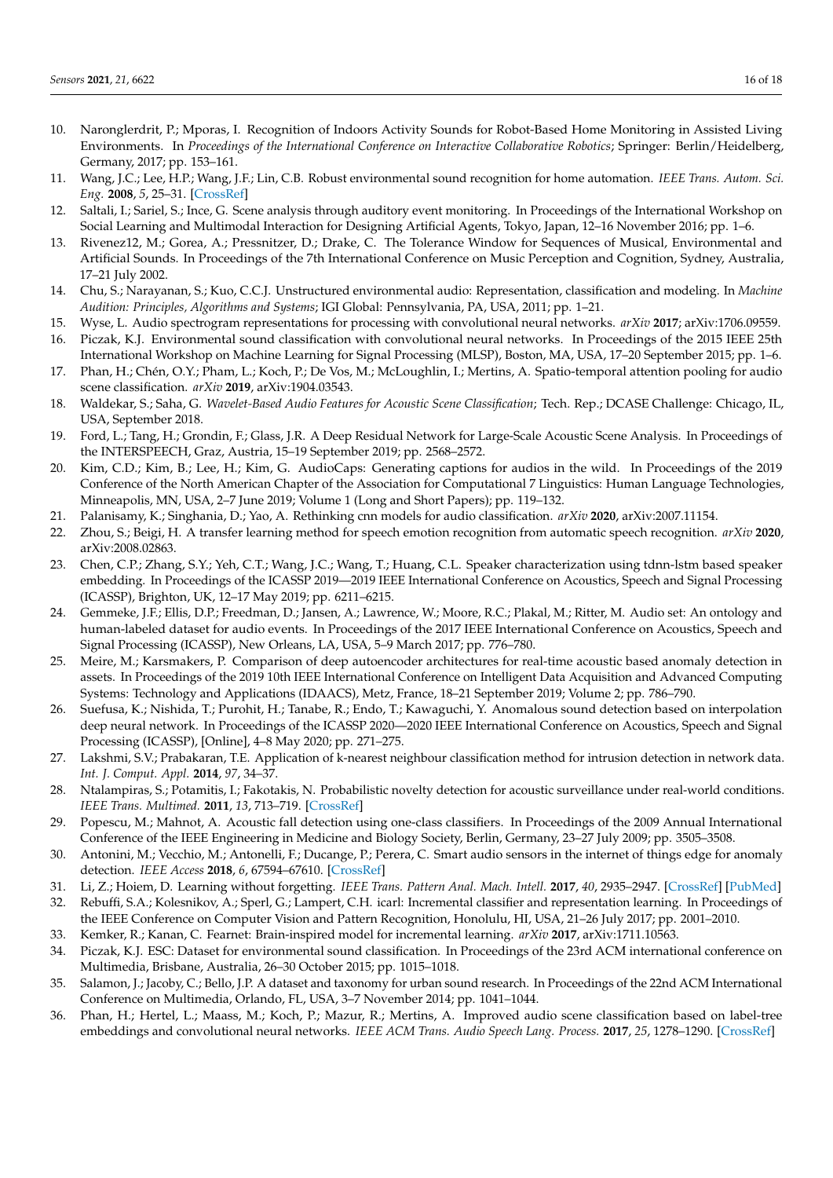10. Naronglerdrit, P.; Mporas, I. Recognition of Indoors Activity Sounds for Robot-Based Home Monitoring in Assisted Living Environments. In *Proceedings of the International Conference on Interactive Collaborative Robotics*; Springer: Berlin/Heidelberg, Germany, 2017; pp. 153–161.
11. Wang, J.C.; Lee, H.P.; Wang, J.F.; Lin, C.B. Robust environmental sound recognition for home automation. *IEEE Trans. Autom. Sci. Eng.* **2008**, *5*, 25–31. [CrossRef]
12. Saltali, I.; Sariel, S.; Ince, G. Scene analysis through auditory event monitoring. In Proceedings of the International Workshop on Social Learning and Multimodal Interaction for Designing Artificial Agents, Tokyo, Japan, 12–16 November 2016; pp. 1–6.
13. Rivenez12, M.; Gorea, A.; Pressnitzer, D.; Drake, C. The Tolerance Window for Sequences of Musical, Environmental and Artificial Sounds. In Proceedings of the 7th International Conference on Music Perception and Cognition, Sydney, Australia, 17–21 July 2002.
14. Chu, S.; Narayanan, S.; Kuo, C.C.J. Unstructured environmental audio: Representation, classification and modeling. In *Machine Audition: Principles, Algorithms and Systems*; IGI Global: Pennsylvania, PA, USA, 2011; pp. 1–21.
15. Wyse, L. Audio spectrogram representations for processing with convolutional neural networks. *arXiv* **2017**; arXiv:1706.09559.
16. Piczak, K.J. Environmental sound classification with convolutional neural networks. In Proceedings of the 2015 IEEE 25th International Workshop on Machine Learning for Signal Processing (MLSP), Boston, MA, USA, 17–20 September 2015; pp. 1–6.
17. Phan, H.; Chén, O.Y.; Pham, L.; Koch, P.; De Vos, M.; McLoughlin, I.; Mertins, A. Spatio-temporal attention pooling for audio scene classification. *arXiv* **2019**, arXiv:1904.03543.
18. Waldekar, S.; Saha, G. *Wavelet-Based Audio Features for Acoustic Scene Classification*; Tech. Rep.; DCASE Challenge: Chicago, IL, USA, September 2018.
19. Ford, L.; Tang, H.; Grondin, F.; Glass, J.R. A Deep Residual Network for Large-Scale Acoustic Scene Analysis. In Proceedings of the INTERSPEECH, Graz, Austria, 15–19 September 2019; pp. 2568–2572.
20. Kim, C.D.; Kim, B.; Lee, H.; Kim, G. AudioCaps: Generating captions for audios in the wild. In Proceedings of the 2019 Conference of the North American Chapter of the Association for Computational 7 Linguistics: Human Language Technologies, Minneapolis, MN, USA, 2–7 June 2019; Volume 1 (Long and Short Papers); pp. 119–132.
21. Palanisamy, K.; Singhania, D.; Yao, A. Rethinking cnn models for audio classification. *arXiv* **2020**, arXiv:2007.11154.
22. Zhou, S.; Beigi, H. A transfer learning method for speech emotion recognition from automatic speech recognition. *arXiv* **2020**, arXiv:2008.02863.
23. Chen, C.P.; Zhang, S.Y.; Yeh, C.T.; Wang, J.C.; Wang, T.; Huang, C.L. Speaker characterization using tdnn-lstm based speaker embedding. In Proceedings of the ICASSP 2019—2019 IEEE International Conference on Acoustics, Speech and Signal Processing (ICASSP), Brighton, UK, 12–17 May 2019; pp. 6211–6215.
24. Gemmeke, J.F.; Ellis, D.P.; Freedman, D.; Jansen, A.; Lawrence, W.; Moore, R.C.; Plakal, M.; Ritter, M. Audio set: An ontology and human-labeled dataset for audio events. In Proceedings of the 2017 IEEE International Conference on Acoustics, Speech and Signal Processing (ICASSP), New Orleans, LA, USA, 5–9 March 2017; pp. 776–780.
25. Meire, M.; Karsmakers, P. Comparison of deep autoencoder architectures for real-time acoustic based anomaly detection in assets. In Proceedings of the 2019 10th IEEE International Conference on Intelligent Data Acquisition and Advanced Computing Systems: Technology and Applications (IDAACS), Metz, France, 18–21 September 2019; Volume 2; pp. 786–790.
26. Suefusa, K.; Nishida, T.; Purohit, H.; Tanabe, R.; Endo, T.; Kawaguchi, Y. Anomalous sound detection based on interpolation deep neural network. In Proceedings of the ICASSP 2020—2020 IEEE International Conference on Acoustics, Speech and Signal Processing (ICASSP), [Online], 4–8 May 2020; pp. 271–275.
27. Lakshmi, S.V.; Prabakaran, T.E. Application of k-nearest neighbour classification method for intrusion detection in network data. *Int. J. Comput. Appl.* **2014**, *97*, 34–37.
28. Ntalampiras, S.; Potamitis, I.; Fakotakis, N. Probabilistic novelty detection for acoustic surveillance under real-world conditions. *IEEE Trans. Multimed.* **2011**, *13*, 713–719. [CrossRef]
29. Popescu, M.; Mahnot, A. Acoustic fall detection using one-class classifiers. In Proceedings of the 2009 Annual International Conference of the IEEE Engineering in Medicine and Biology Society, Berlin, Germany, 23–27 July 2009; pp. 3505–3508.
30. Antonini, M.; Vecchio, M.; Antonelli, F.; Ducange, P.; Perera, C. Smart audio sensors in the internet of things edge for anomaly detection. *IEEE Access* **2018**, *6*, 67594–67610. [CrossRef]
31. Li, Z.; Hoiem, D. Learning without forgetting. *IEEE Trans. Pattern Anal. Mach. Intell.* **2017**, *40*, 2935–2947. [CrossRef] [PubMed]
32. Rebuffi, S.A.; Kolesnikov, A.; Sperl, G.; Lampert, C.H. icarl: Incremental classifier and representation learning. In Proceedings of the IEEE Conference on Computer Vision and Pattern Recognition, Honolulu, HI, USA, 21–26 July 2017; pp. 2001–2010.
33. Kemker, R.; Kanan, C. Fearnet: Brain-inspired model for incremental learning. *arXiv* **2017**, arXiv:1711.10563.
34. Piczak, K.J. ESC: Dataset for environmental sound classification. In Proceedings of the 23rd ACM international conference on Multimedia, Brisbane, Australia, 26–30 October 2015; pp. 1015–1018.
35. Salamon, J.; Jacoby, C.; Bello, J.P. A dataset and taxonomy for urban sound research. In Proceedings of the 22nd ACM International Conference on Multimedia, Orlando, FL, USA, 3–7 November 2014; pp. 1041–1044.
36. Phan, H.; Hertel, L.; Maass, M.; Koch, P.; Mazur, R.; Mertins, A. Improved audio scene classification based on label-tree embeddings and convolutional neural networks. *IEEE ACM Trans. Audio Speech Lang. Process.* **2017**, *25*, 1278–1290. [CrossRef]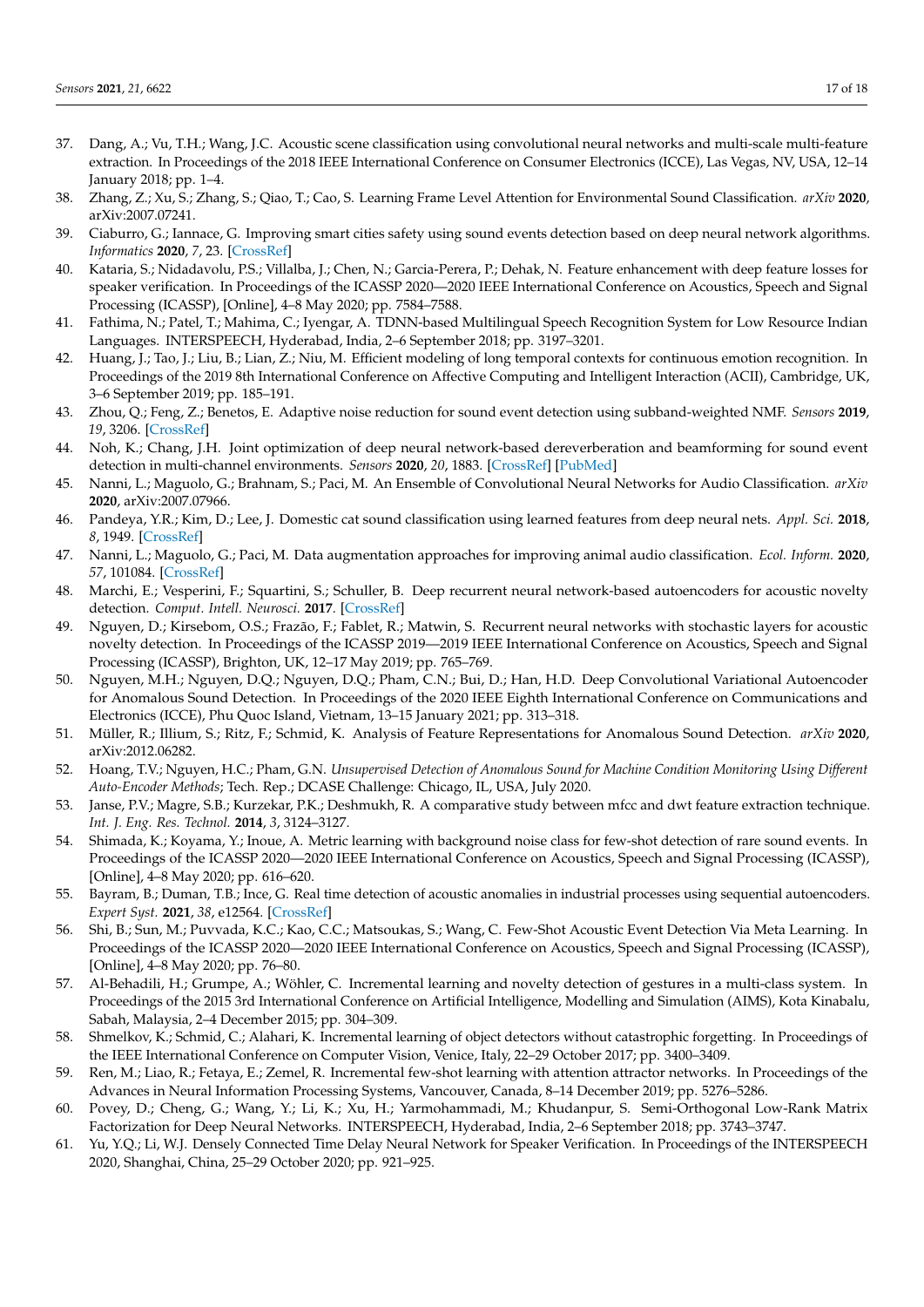37. Dang, A.; Vu, T.H.; Wang, J.C. Acoustic scene classification using convolutional neural networks and multi-scale multi-feature extraction. In Proceedings of the 2018 IEEE International Conference on Consumer Electronics (ICCE), Las Vegas, NV, USA, 12–14 January 2018; pp. 1–4.
38. Zhang, Z.; Xu, S.; Zhang, S.; Qiao, T.; Cao, S. Learning Frame Level Attention for Environmental Sound Classification. *arXiv* **2020**, arXiv:2007.07241.
39. Ciaburro, G.; Iannace, G. Improving smart cities safety using sound events detection based on deep neural network algorithms. *Informatics* **2020**, *7*, 23. [CrossRef]
40. Kataria, S.; Nidadavolu, P.S.; Villalba, J.; Chen, N.; Garcia-Perera, P.; Dehak, N. Feature enhancement with deep feature losses for speaker verification. In Proceedings of the ICASSP 2020—2020 IEEE International Conference on Acoustics, Speech and Signal Processing (ICASSP), [Online], 4–8 May 2020; pp. 7584–7588.
41. Fathima, N.; Patel, T.; Mahima, C.; Iyengar, A. TDNN-based Multilingual Speech Recognition System for Low Resource Indian Languages. INTERSPEECH, Hyderabad, India, 2–6 September 2018; pp. 3197–3201.
42. Huang, J.; Tao, J.; Liu, B.; Lian, Z.; Niu, M. Efficient modeling of long temporal contexts for continuous emotion recognition. In Proceedings of the 2019 8th International Conference on Affective Computing and Intelligent Interaction (ACII), Cambridge, UK, 3–6 September 2019; pp. 185–191.
43. Zhou, Q.; Feng, Z.; Benetos, E. Adaptive noise reduction for sound event detection using subband-weighted NMF. *Sensors* **2019**, *19*, 3206. [CrossRef]
44. Noh, K.; Chang, J.H. Joint optimization of deep neural network-based dereverberation and beamforming for sound event detection in multi-channel environments. *Sensors* **2020**, *20*, 1883. [CrossRef] [PubMed]
45. Nanni, L.; Maguolo, G.; Brahnam, S.; Paci, M. An Ensemble of Convolutional Neural Networks for Audio Classification. *arXiv* **2020**, arXiv:2007.07966.
46. Pandeya, Y.R.; Kim, D.; Lee, J. Domestic cat sound classification using learned features from deep neural nets. *Appl. Sci.* **2018**, *8*, 1949. [CrossRef]
47. Nanni, L.; Maguolo, G.; Paci, M. Data augmentation approaches for improving animal audio classification. *Ecol. Inform.* **2020**, *57*, 101084. [CrossRef]
48. Marchi, E.; Vesperini, F.; Squartini, S.; Schuller, B. Deep recurrent neural network-based autoencoders for acoustic novelty detection. *Comput. Intell. Neurosci.* **2017**. [CrossRef]
49. Nguyen, D.; Kirsebom, O.S.; Frazão, F.; Fablet, R.; Matwin, S. Recurrent neural networks with stochastic layers for acoustic novelty detection. In Proceedings of the ICASSP 2019—2019 IEEE International Conference on Acoustics, Speech and Signal Processing (ICASSP), Brighton, UK, 12–17 May 2019; pp. 765–769.
50. Nguyen, M.H.; Nguyen, D.Q.; Nguyen, D.Q.; Pham, C.N.; Bui, D.; Han, H.D. Deep Convolutional Variational Autoencoder for Anomalous Sound Detection. In Proceedings of the 2020 IEEE Eighth International Conference on Communications and Electronics (ICCE), Phu Quoc Island, Vietnam, 13–15 January 2021; pp. 313–318.
51. Müller, R.; Illium, S.; Ritz, F.; Schmid, K. Analysis of Feature Representations for Anomalous Sound Detection. *arXiv* **2020**, arXiv:2012.06282.
52. Hoang, T.V.; Nguyen, H.C.; Pham, G.N. *Unsupervised Detection of Anomalous Sound for Machine Condition Monitoring Using Different Auto-Encoder Methods*; Tech. Rep.; DCASE Challenge: Chicago, IL, USA, July 2020.
53. Janse, P.V.; Magre, S.B.; Kurzekar, P.K.; Deshmukh, R. A comparative study between mfcc and dwt feature extraction technique. *Int. J. Eng. Res. Technol.* **2014**, *3*, 3124–3127.
54. Shimada, K.; Koyama, Y.; Inoue, A. Metric learning with background noise class for few-shot detection of rare sound events. In Proceedings of the ICASSP 2020—2020 IEEE International Conference on Acoustics, Speech and Signal Processing (ICASSP), [Online], 4–8 May 2020; pp. 616–620.
55. Bayram, B.; Duman, T.B.; Ince, G. Real time detection of acoustic anomalies in industrial processes using sequential autoencoders. *Expert Syst.* **2021**, *38*, e12564. [CrossRef]
56. Shi, B.; Sun, M.; Puvvada, K.C.; Kao, C.C.; Matsoukas, S.; Wang, C. Few-Shot Acoustic Event Detection Via Meta Learning. In Proceedings of the ICASSP 2020—2020 IEEE International Conference on Acoustics, Speech and Signal Processing (ICASSP), [Online], 4–8 May 2020; pp. 76–80.
57. Al-Behadili, H.; Grumpe, A.; Wöhler, C. Incremental learning and novelty detection of gestures in a multi-class system. In Proceedings of the 2015 3rd International Conference on Artificial Intelligence, Modelling and Simulation (AIMS), Kota Kinabalu, Sabah, Malaysia, 2–4 December 2015; pp. 304–309.
58. Shmelkov, K.; Schmid, C.; Alahari, K. Incremental learning of object detectors without catastrophic forgetting. In Proceedings of the IEEE International Conference on Computer Vision, Venice, Italy, 22–29 October 2017; pp. 3400–3409.
59. Ren, M.; Liao, R.; Fetaya, E.; Zemel, R. Incremental few-shot learning with attention attractor networks. In Proceedings of the Advances in Neural Information Processing Systems, Vancouver, Canada, 8–14 December 2019; pp. 5276–5286.
60. Povey, D.; Cheng, G.; Wang, Y.; Li, K.; Xu, H.; Yarmohammadi, M.; Khudanpur, S. Semi-Orthogonal Low-Rank Matrix Factorization for Deep Neural Networks. INTERSPEECH, Hyderabad, India, 2–6 September 2018; pp. 3743–3747.
61. Yu, Y.Q.; Li, W.J. Densely Connected Time Delay Neural Network for Speaker Verification. In Proceedings of the INTERSPEECH 2020, Shanghai, China, 25–29 October 2020; pp. 921–925.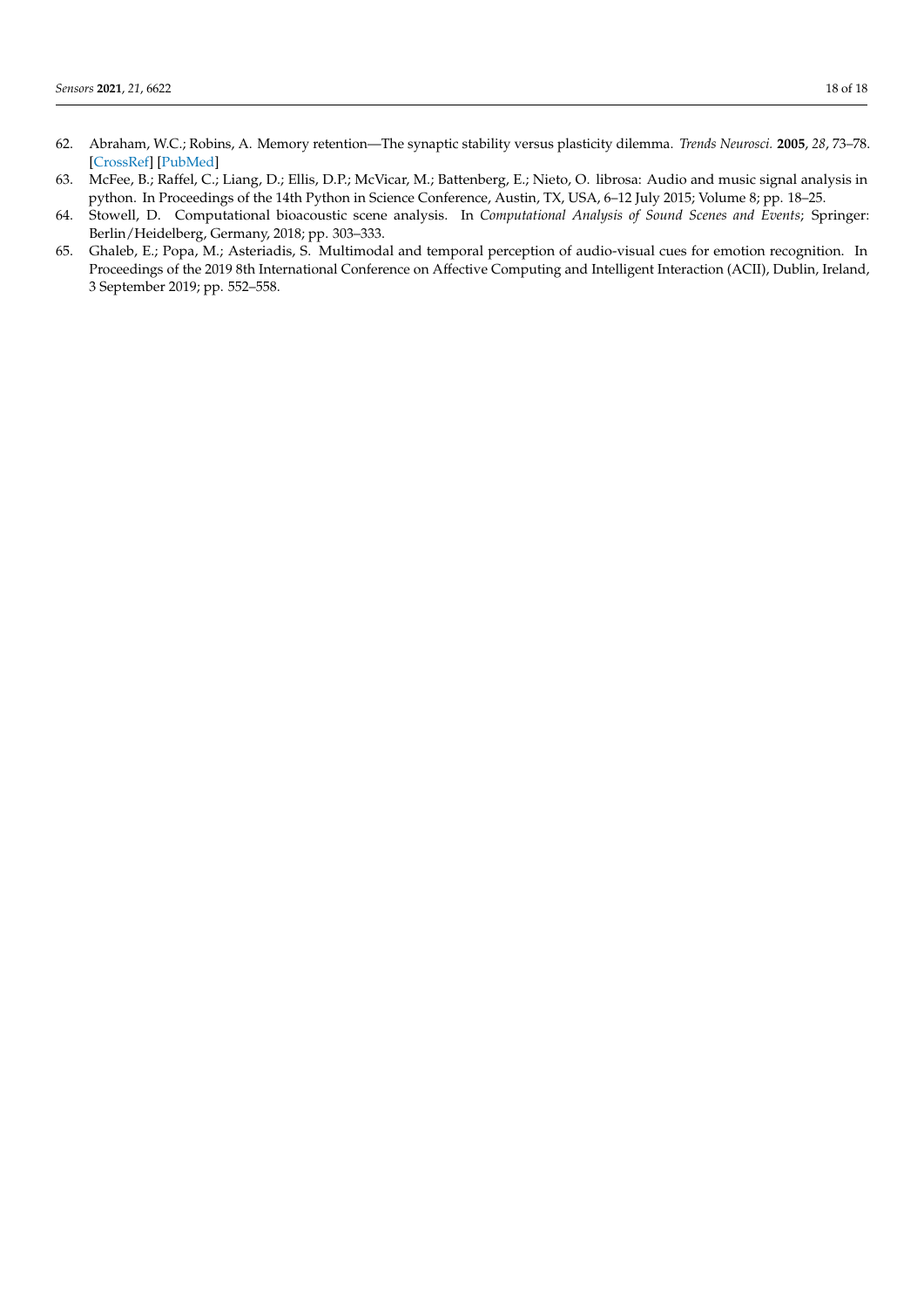62. Abraham, W.C.; Robins, A. Memory retention—The synaptic stability versus plasticity dilemma. *Trends Neurosci.* **2005**, *28*, 73–78. [CrossRef] [PubMed]
63. McFee, B.; Raffel, C.; Liang, D.; Ellis, D.P.; McVicar, M.; Battenberg, E.; Nieto, O. librosa: Audio and music signal analysis in python. In Proceedings of the 14th Python in Science Conference, Austin, TX, USA, 6–12 July 2015; Volume 8; pp. 18–25.
64. Stowell, D. Computational bioacoustic scene analysis. In *Computational Analysis of Sound Scenes and Events*; Springer: Berlin/Heidelberg, Germany, 2018; pp. 303–333.
65. Ghaleb, E.; Popa, M.; Asteriadis, S. Multimodal and temporal perception of audio-visual cues for emotion recognition. In Proceedings of the 2019 8th International Conference on Affective Computing and Intelligent Interaction (ACII), Dublin, Ireland, 3 September 2019; pp. 552–558.